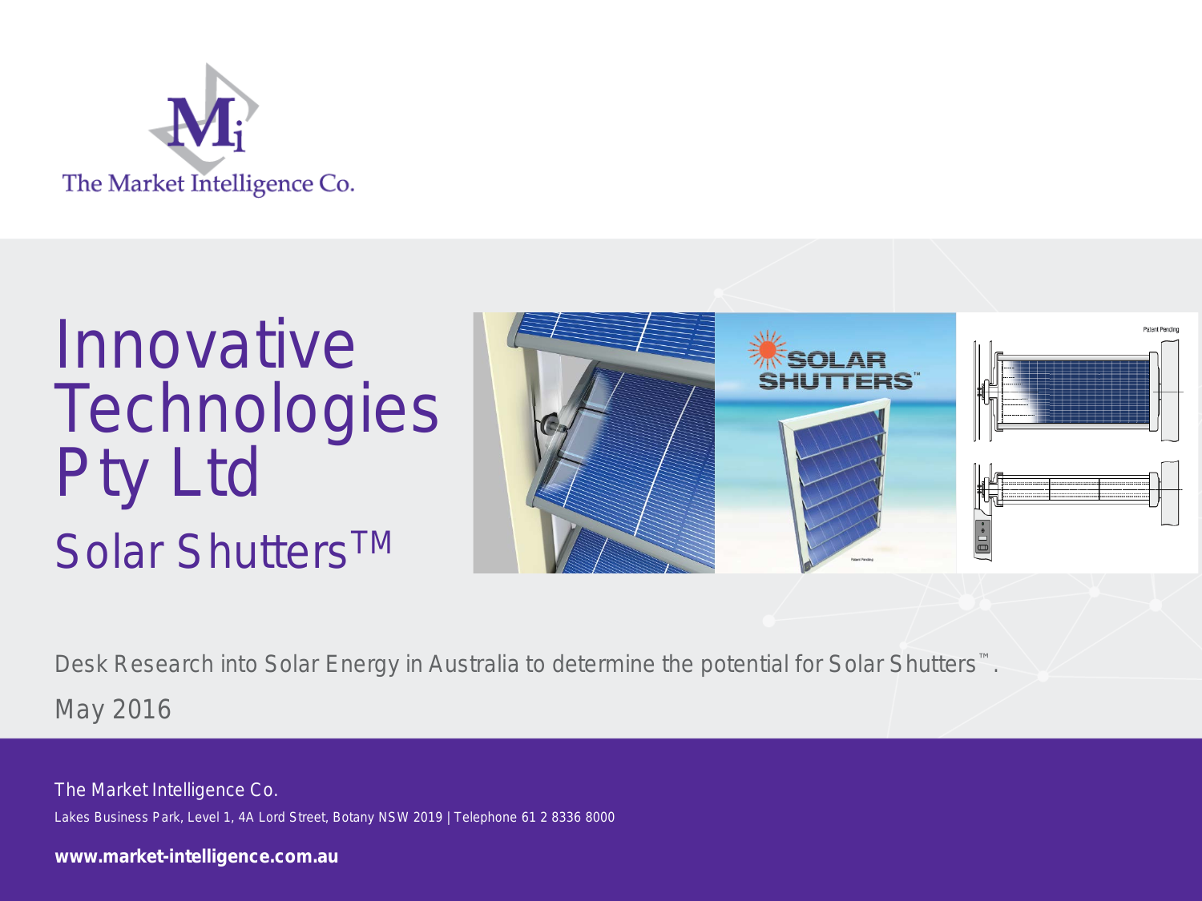The Market Intelligence Co.

# Innovative Technologies Pty Ltd

## Solar Shutters™

Desk Research into Solar Energy in Australia to determine the potential for Solar Shutters™.

May 2016

The Market Intelligence Co.

Lakes Business Park, Level 1, 4A Lord Street, Botany NSW 2019 | Telephone 61 2 8336 8000

**www.market-intelligence.com.au**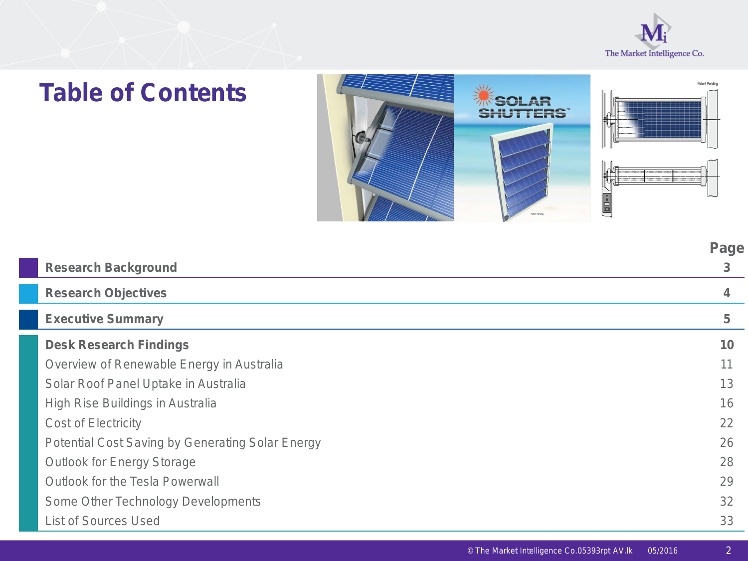# Table of Contents

| | Page |
|---|---|
| **Research Background** | **3** |
| **Research Objectives** | **4** |
| **Executive Summary** | **5** |
| **Desk Research Findings** | **10** |
| Overview of Renewable Energy in Australia | 11 |
| Solar Roof Panel Uptake in Australia | 13 |
| High Rise Buildings in Australia | 16 |
| Cost of Electricity | 22 |
| Potential Cost Saving by Generating Solar Energy | 26 |
| Outlook for Energy Storage | 28 |
| Outlook for the Tesla Powerwall | 29 |
| Some Other Technology Developments | 32 |
| List of Sources Used | 33 |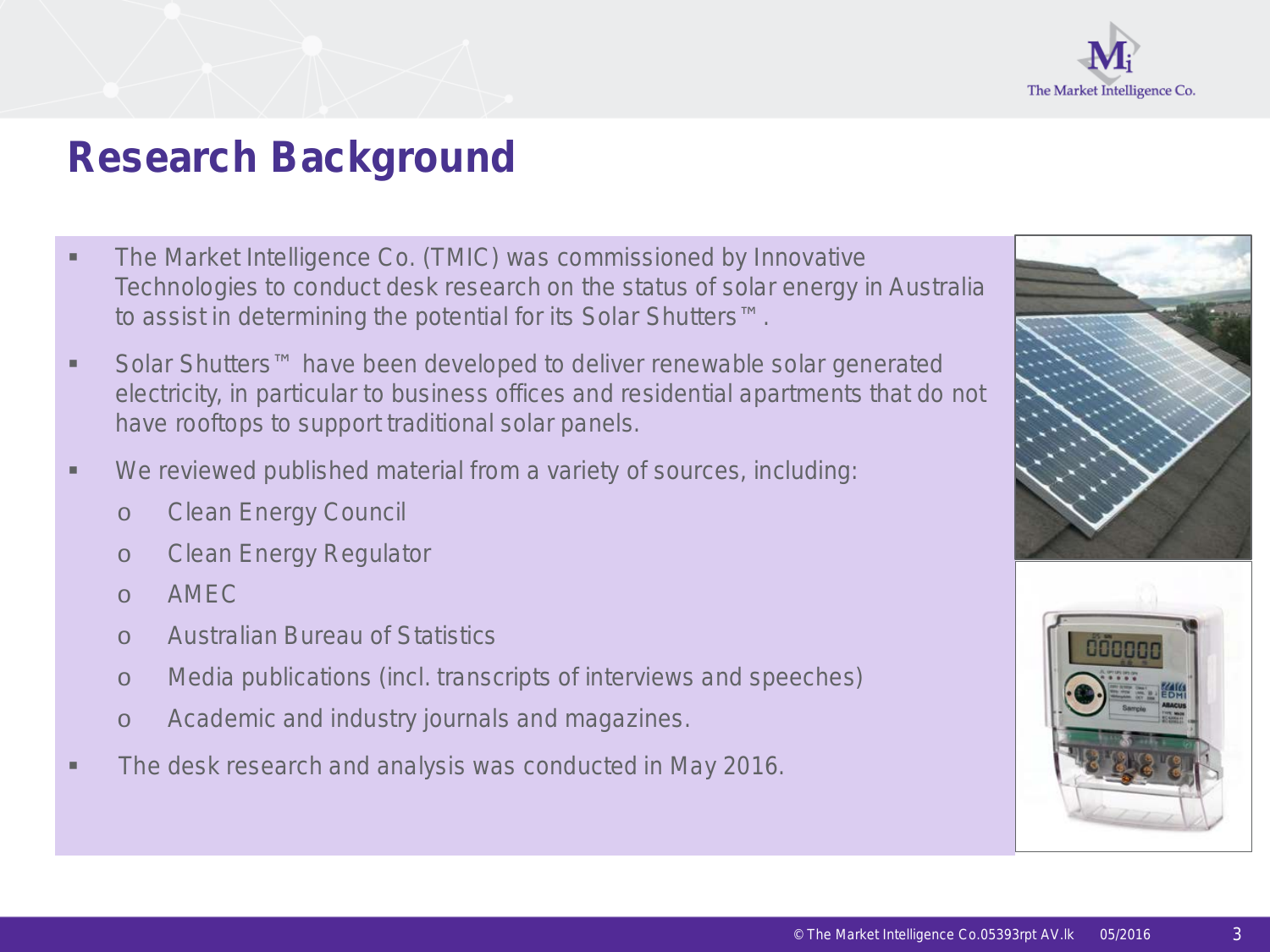# Research Background

- The Market Intelligence Co. (TMIC) was commissioned by Innovative Technologies to conduct desk research on the status of solar energy in Australia to assist in determining the potential for its Solar Shutters™.
- Solar Shutters™ have been developed to deliver renewable solar generated electricity, in particular to business offices and residential apartments that do not have rooftops to support traditional solar panels.
- We reviewed published material from a variety of sources, including:
  - Clean Energy Council
  - Clean Energy Regulator
  - AMEC
  - Australian Bureau of Statistics
  - Media publications (incl. transcripts of interviews and speeches)
  - Academic and industry journals and magazines.
- The desk research and analysis was conducted in May 2016.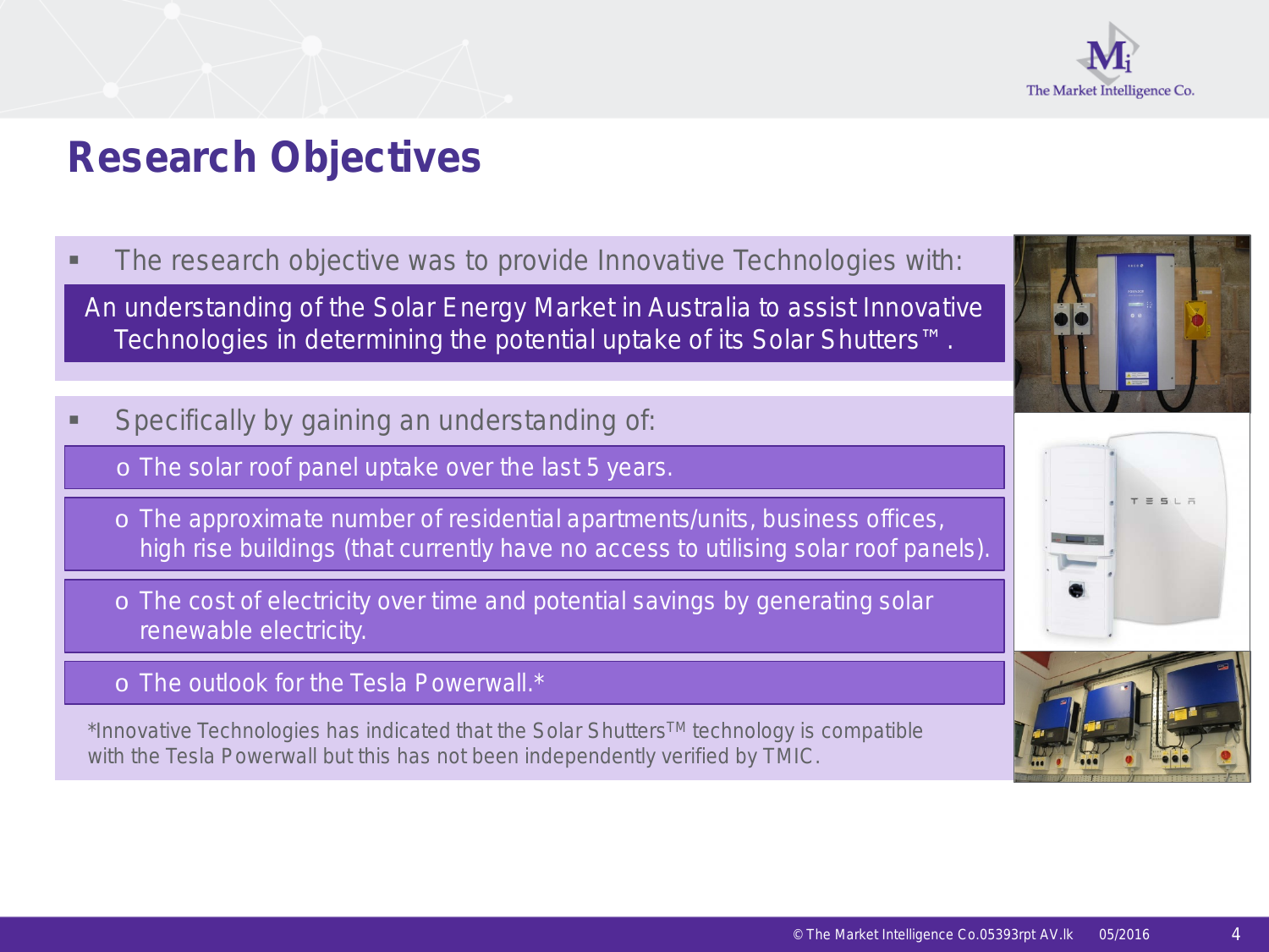# Research Objectives

- The research objective was to provide Innovative Technologies with:

An understanding of the Solar Energy Market in Australia to assist Innovative Technologies in determining the potential uptake of its Solar Shutters™.

- Specifically by gaining an understanding of:
  - The solar roof panel uptake over the last 5 years.
  - The approximate number of residential apartments/units, business offices, high rise buildings (that currently have no access to utilising solar roof panels).
  - The cost of electricity over time and potential savings by generating solar renewable electricity.
  - The outlook for the Tesla Powerwall.*

*Innovative Technologies has indicated that the Solar Shutters™ technology is compatible with the Tesla Powerwall but this has not been independently verified by TMIC.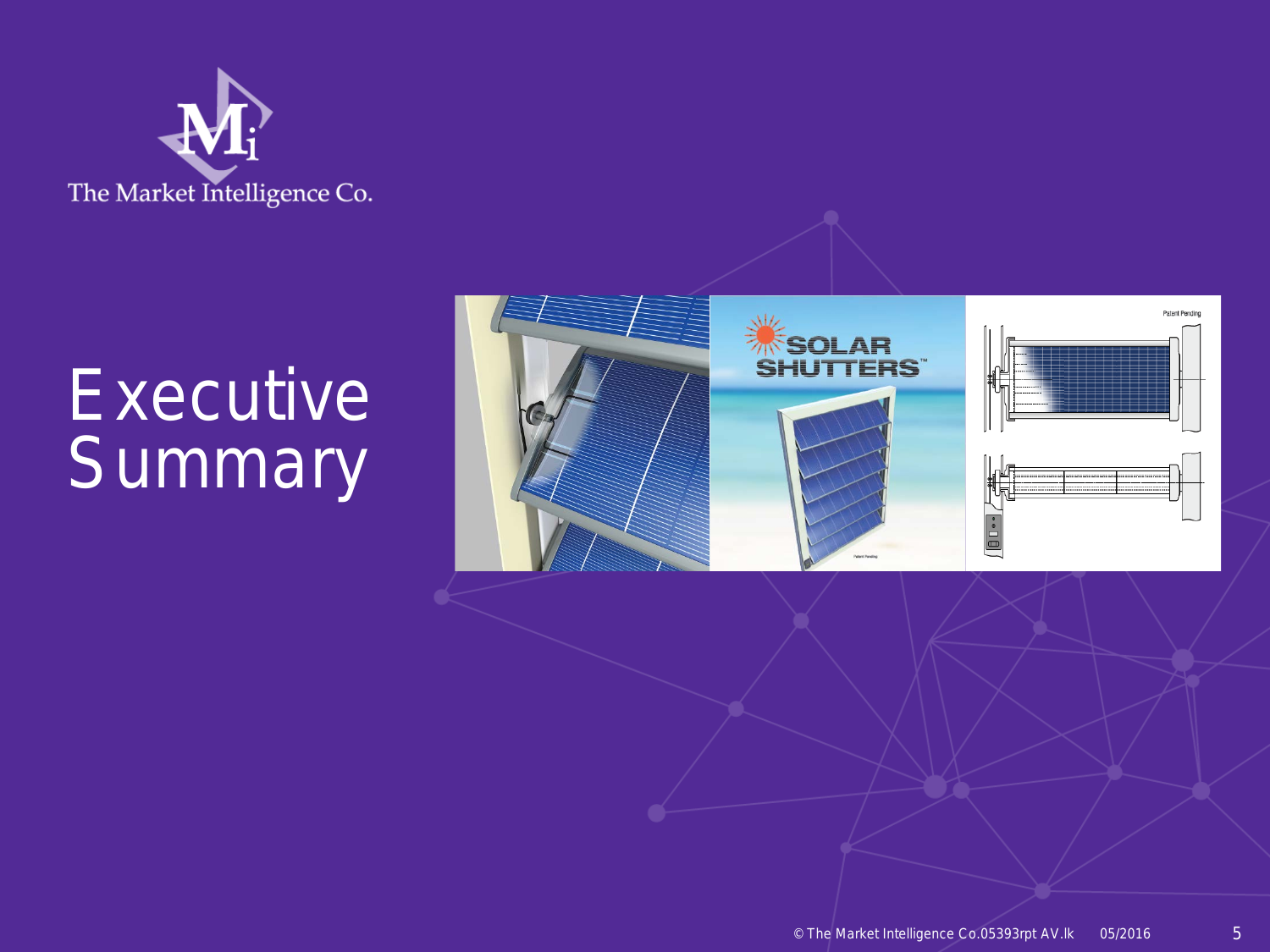# Executive Summary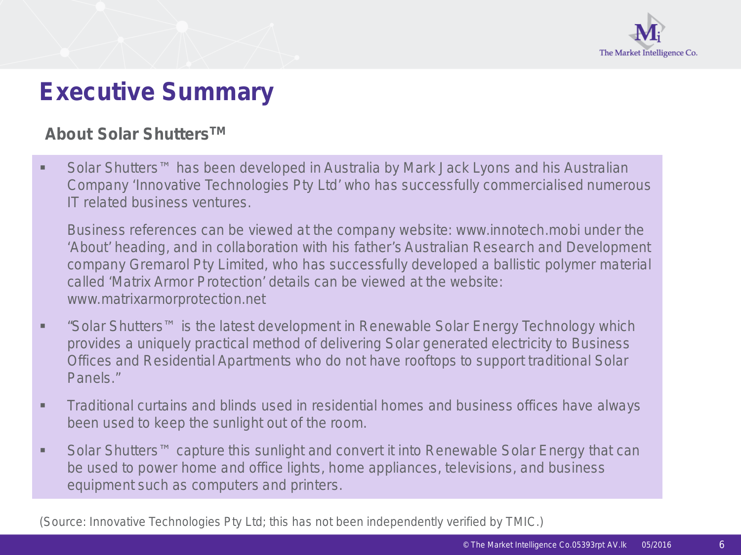# Executive Summary

## About Solar Shutters™

- Solar Shutters™ has been developed in Australia by Mark Jack Lyons and his Australian Company 'Innovative Technologies Pty Ltd' who has successfully commercialised numerous IT related business ventures.

  Business references can be viewed at the company website: www.innotech.mobi under the 'About' heading, and in collaboration with his father's Australian Research and Development company Gremarol Pty Limited, who has successfully developed a ballistic polymer material called 'Matrix Armor Protection' details can be viewed at the website: www.matrixarmorprotection.net

- "Solar Shutters™ is the latest development in Renewable Solar Energy Technology which provides a uniquely practical method of delivering Solar generated electricity to Business Offices and Residential Apartments who do not have rooftops to support traditional Solar Panels."

- Traditional curtains and blinds used in residential homes and business offices have always been used to keep the sunlight out of the room.

- Solar Shutters™ capture this sunlight and convert it into Renewable Solar Energy that can be used to power home and office lights, home appliances, televisions, and business equipment such as computers and printers.

(Source: Innovative Technologies Pty Ltd; this has not been independently verified by TMIC.)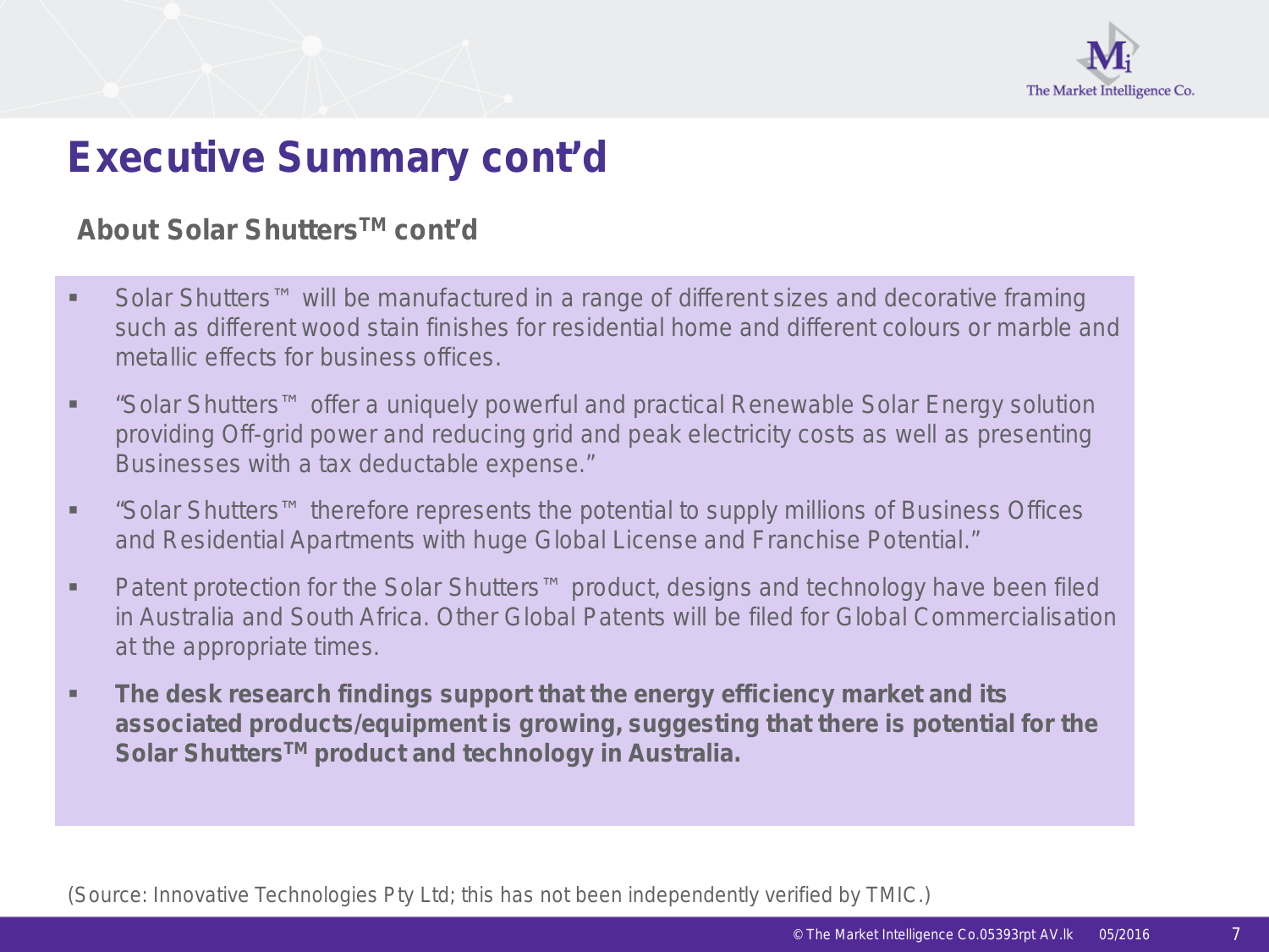# Executive Summary cont'd

## About Solar Shutters™ cont'd

- Solar Shutters™ will be manufactured in a range of different sizes and decorative framing such as different wood stain finishes for residential home and different colours or marble and metallic effects for business offices.
- "Solar Shutters™ offer a uniquely powerful and practical Renewable Solar Energy solution providing Off-grid power and reducing grid and peak electricity costs as well as presenting Businesses with a tax deductable expense."
- "Solar Shutters™ therefore represents the potential to supply millions of Business Offices and Residential Apartments with huge Global License and Franchise Potential."
- Patent protection for the Solar Shutters™ product, designs and technology have been filed in Australia and South Africa. Other Global Patents will be filed for Global Commercialisation at the appropriate times.
- **The desk research findings support that the energy efficiency market and its associated products/equipment is growing, suggesting that there is potential for the Solar Shutters™ product and technology in Australia.**

(Source: Innovative Technologies Pty Ltd; this has not been independently verified by TMIC.)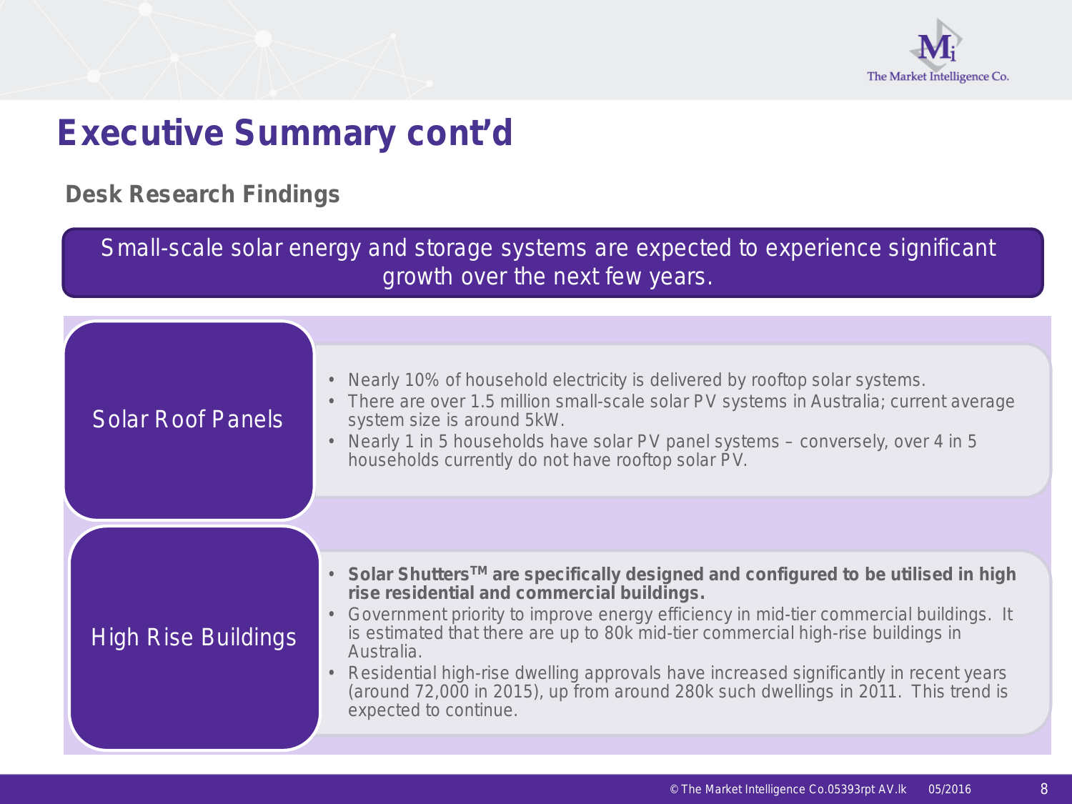# Executive Summary cont'd

## Desk Research Findings

Small-scale solar energy and storage systems are expected to experience significant growth over the next few years.

### Solar Roof Panels

- Nearly 10% of household electricity is delivered by rooftop solar systems.
- There are over 1.5 million small-scale solar PV systems in Australia; current average system size is around 5kW.
- Nearly 1 in 5 households have solar PV panel systems – conversely, over 4 in 5 households currently do not have rooftop solar PV.

### High Rise Buildings

- **Solar Shutters™ are specifically designed and configured to be utilised in high rise residential and commercial buildings.**
- Government priority to improve energy efficiency in mid-tier commercial buildings. It is estimated that there are up to 80k mid-tier commercial high-rise buildings in Australia.
- Residential high-rise dwelling approvals have increased significantly in recent years (around 72,000 in 2015), up from around 280k such dwellings in 2011. This trend is expected to continue.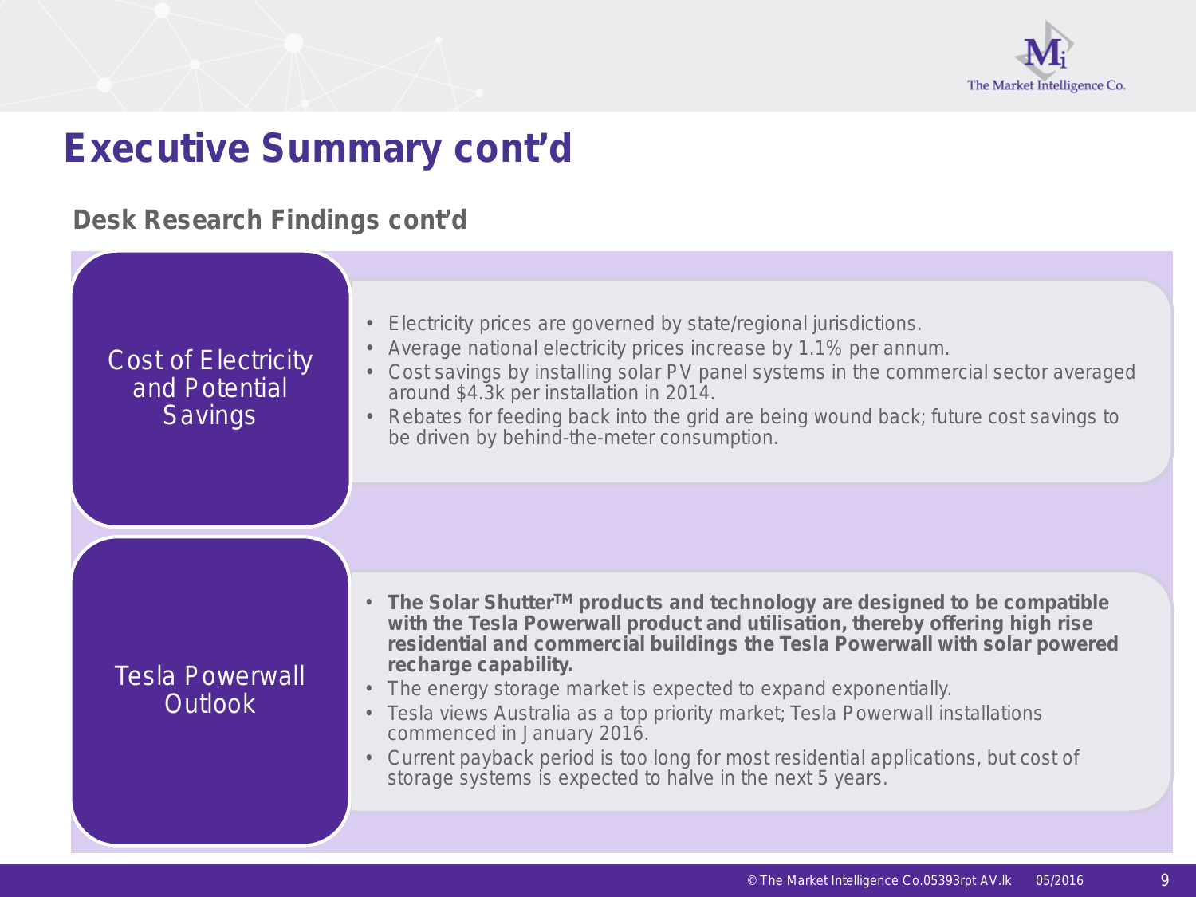# Executive Summary cont'd

## Desk Research Findings cont'd

### Cost of Electricity and Potential Savings

- Electricity prices are governed by state/regional jurisdictions.
- Average national electricity prices increase by 1.1% per annum.
- Cost savings by installing solar PV panel systems in the commercial sector averaged around $4.3k per installation in 2014.
- Rebates for feeding back into the grid are being wound back; future cost savings to be driven by behind-the-meter consumption.

### Tesla Powerwall Outlook

- **The Solar Shutter™ products and technology are designed to be compatible with the Tesla Powerwall product and utilisation, thereby offering high rise residential and commercial buildings the Tesla Powerwall with solar powered recharge capability.**
- The energy storage market is expected to expand exponentially.
- Tesla views Australia as a top priority market; Tesla Powerwall installations commenced in January 2016.
- Current payback period is too long for most residential applications, but cost of storage systems is expected to halve in the next 5 years.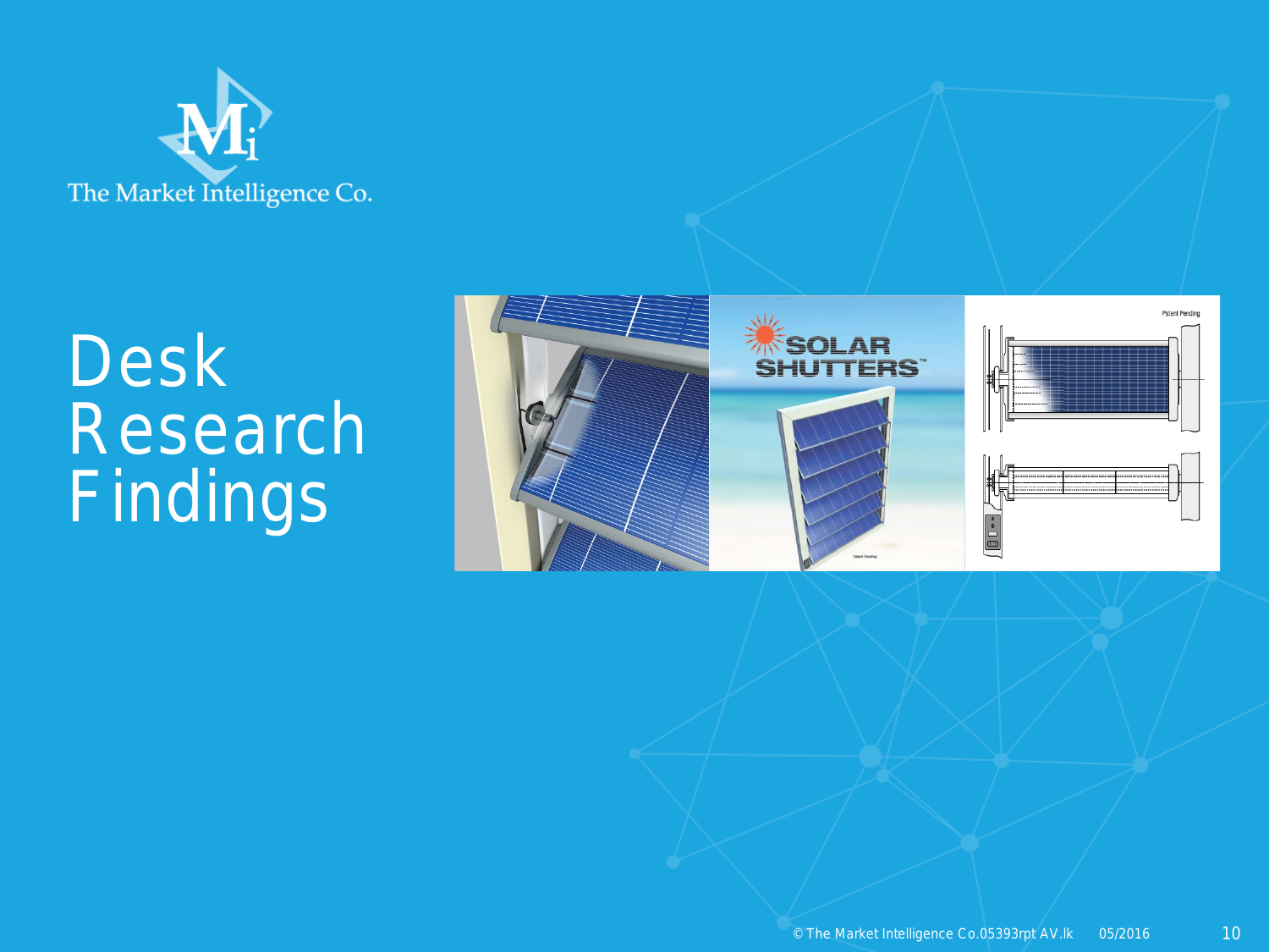# Desk Research Findings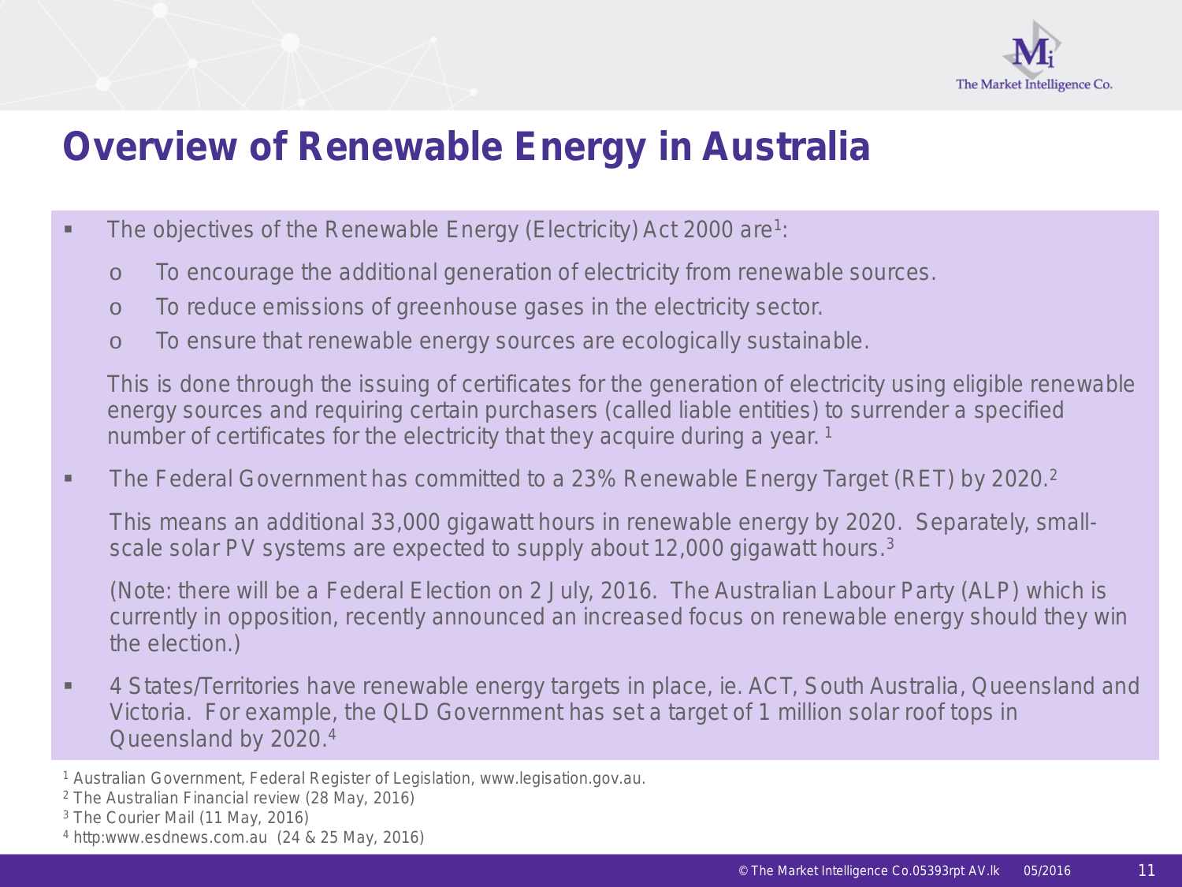# Overview of Renewable Energy in Australia

- The objectives of the Renewable Energy (Electricity) Act 2000 are[1]:
  - To encourage the additional generation of electricity from renewable sources.
  - To reduce emissions of greenhouse gases in the electricity sector.
  - To ensure that renewable energy sources are ecologically sustainable.

  This is done through the issuing of certificates for the generation of electricity using eligible renewable energy sources and requiring certain purchasers (called liable entities) to surrender a specified number of certificates for the electricity that they acquire during a year. [1]

- The Federal Government has committed to a 23% Renewable Energy Target (RET) by 2020.[2]

  This means an additional 33,000 gigawatt hours in renewable energy by 2020. Separately, small-scale solar PV systems are expected to supply about 12,000 gigawatt hours.[3]

  (Note: there will be a Federal Election on 2 July, 2016. The Australian Labour Party (ALP) which is currently in opposition, recently announced an increased focus on renewable energy should they win the election.)

- 4 States/Territories have renewable energy targets in place, ie. ACT, South Australia, Queensland and Victoria. For example, the QLD Government has set a target of 1 million solar roof tops in Queensland by 2020.[4]

[1] Australian Government, Federal Register of Legislation, www.legisation.gov.au.
[2] The Australian Financial review (28 May, 2016)
[3] The Courier Mail (11 May, 2016)
[4] http:www.esdnews.com.au (24 & 25 May, 2016)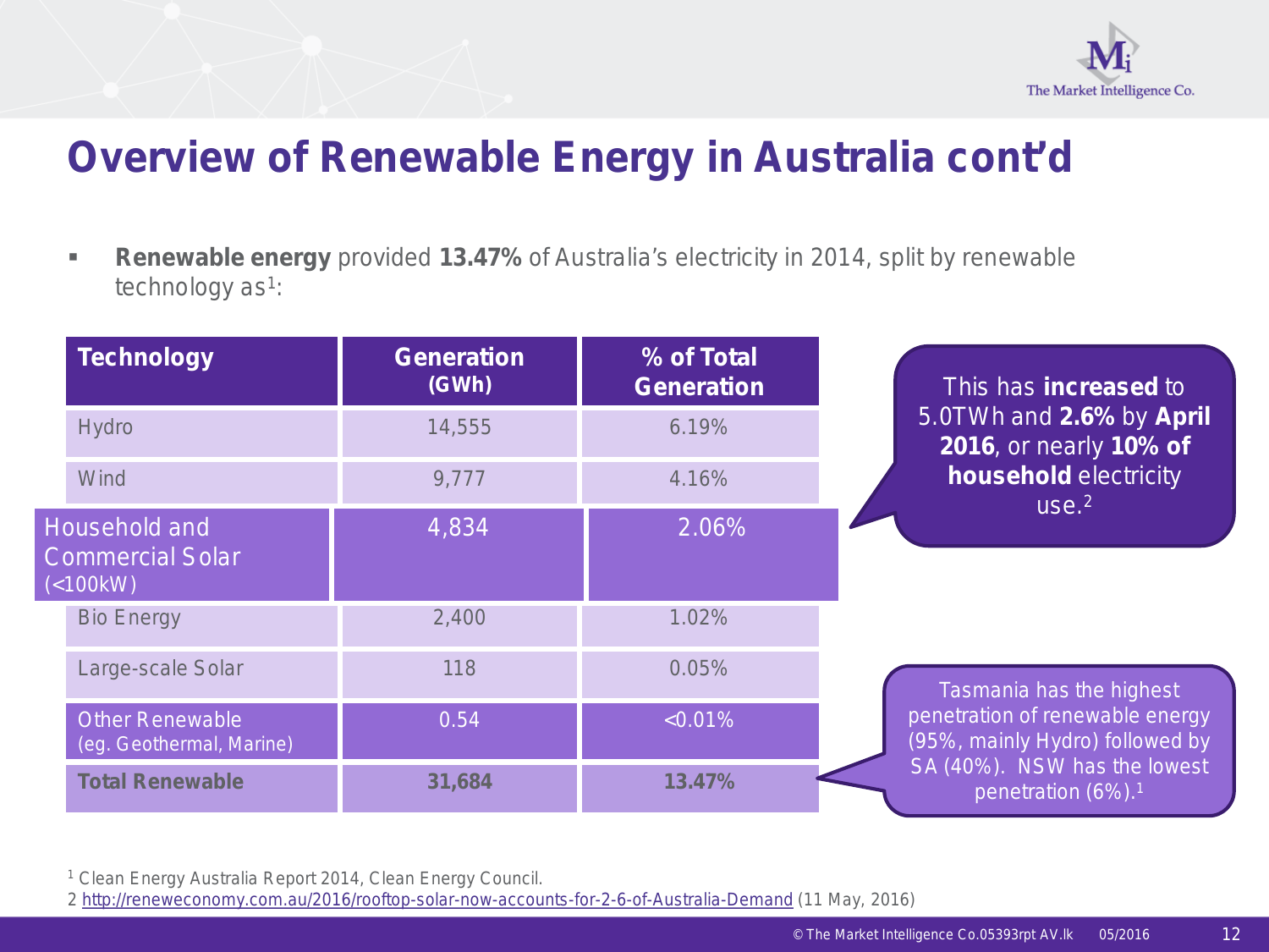# Overview of Renewable Energy in Australia cont'd

- **Renewable energy** provided **13.47%** of Australia's electricity in 2014, split by renewable technology as[1]:

| Technology | Generation (GWh) | % of Total Generation |
|---|---|---|
| Hydro | 14,555 | 6.19% |
| Wind | 9,777 | 4.16% |
| Household and Commercial Solar (<100kW) | 4,834 | 2.06% |
| Bio Energy | 2,400 | 1.02% |
| Large-scale Solar | 118 | 0.05% |
| Other Renewable (eg. Geothermal, Marine) | 0.54 | <0.01% |
| **Total Renewable** | **31,684** | **13.47%** |

This has **increased** to 5.0TWh and **2.6%** by **April 2016**, or nearly **10% of household** electricity use.[2]

Tasmania has the highest penetration of renewable energy (95%, mainly Hydro) followed by SA (40%). NSW has the lowest penetration (6%).[1]

[1] Clean Energy Australia Report 2014, Clean Energy Council.

2 http://reneweconomy.com.au/2016/rooftop-solar-now-accounts-for-2-6-of-Australia-Demand (11 May, 2016)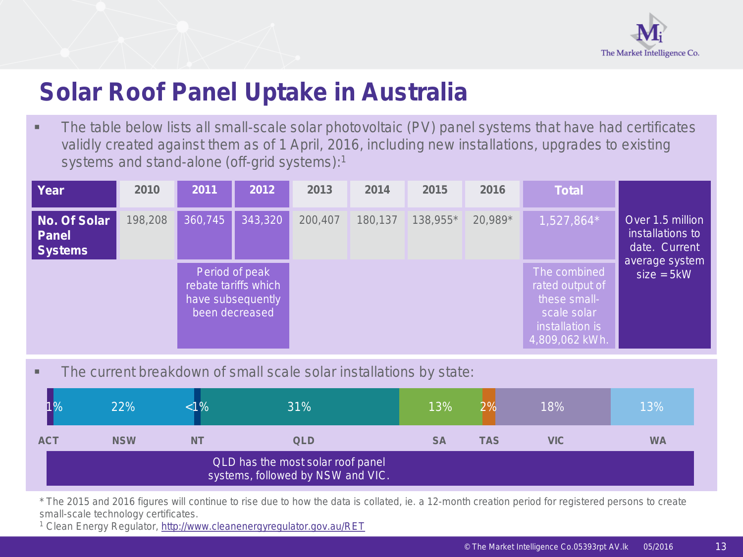# Solar Roof Panel Uptake in Australia

- The table below lists all small-scale solar photovoltaic (PV) panel systems that have had certificates validly created against them as of 1 April, 2016, including new installations, upgrades to existing systems and stand-alone (off-grid systems):[1]

| Year | 2010 | 2011 | 2012 | 2013 | 2014 | 2015 | 2016 | Total |
|---|---|---|---|---|---|---|---|---|
| No. Of Solar Panel Systems | 198,208 | 360,745 | 343,320 | 200,407 | 180,137 | 138,955* | 20,989* | 1,527,864* |
| | | Period of peak rebate tariffs which have subsequently been decreased | | | | | | The combined rated output of these small-scale solar installation is 4,809,062 kWh. |

Over 1.5 million installations to date. Current average system size = 5kW

- The current breakdown of small scale solar installations by state:

| ACT | NSW | NT | QLD | SA | TAS | VIC | WA |
|---|---|---|---|---|---|---|---|
| 1% | 22% | <1% | 31% | 13% | 2% | 18% | 13% |

QLD has the most solar roof panel systems, followed by NSW and VIC.

* The 2015 and 2016 figures will continue to rise due to how the data is collated, ie. a 12-month creation period for registered persons to create small-scale technology certificates.

[1] Clean Energy Regulator, http://www.cleanenergyregulator.gov.au/RET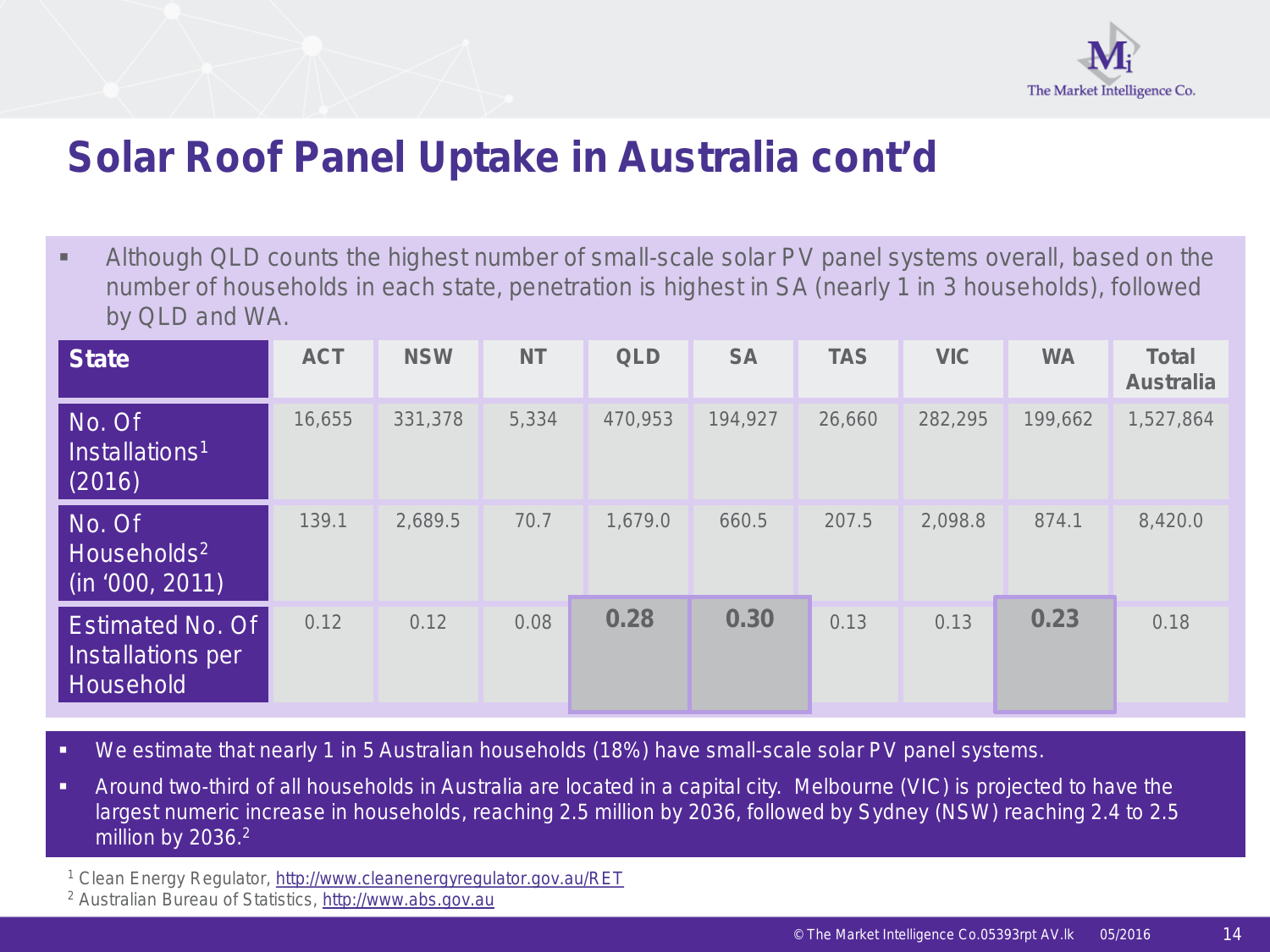# Solar Roof Panel Uptake in Australia cont'd

- Although QLD counts the highest number of small-scale solar PV panel systems overall, based on the number of households in each state, penetration is highest in SA (nearly 1 in 3 households), followed by QLD and WA.

| State | ACT | NSW | NT | QLD | SA | TAS | VIC | WA | Total Australia |
|---|---|---|---|---|---|---|---|---|---|
| No. Of Installations[1] (2016) | 16,655 | 331,378 | 5,334 | 470,953 | 194,927 | 26,660 | 282,295 | 199,662 | 1,527,864 |
| No. Of Households[2] (in '000, 2011) | 139.1 | 2,689.5 | 70.7 | 1,679.0 | 660.5 | 207.5 | 2,098.8 | 874.1 | 8,420.0 |
| Estimated No. Of Installations per Household | 0.12 | 0.12 | 0.08 | **0.28** | **0.30** | 0.13 | 0.13 | **0.23** | 0.18 |

- We estimate that nearly 1 in 5 Australian households (18%) have small-scale solar PV panel systems.
- Around two-third of all households in Australia are located in a capital city. Melbourne (VIC) is projected to have the largest numeric increase in households, reaching 2.5 million by 2036, followed by Sydney (NSW) reaching 2.4 to 2.5 million by 2036.[2]

[1] Clean Energy Regulator, http://www.cleanenergyregulator.gov.au/RET
[2] Australian Bureau of Statistics, http://www.abs.gov.au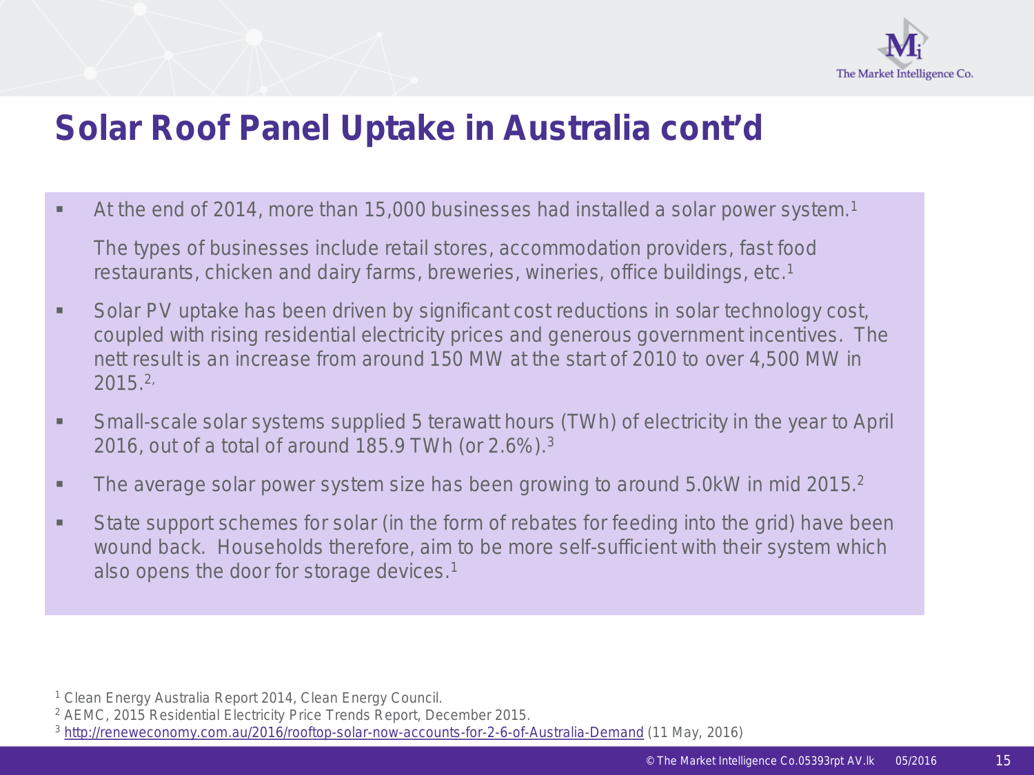# Solar Roof Panel Uptake in Australia cont'd

- At the end of 2014, more than 15,000 businesses had installed a solar power system.[1]

  The types of businesses include retail stores, accommodation providers, fast food restaurants, chicken and dairy farms, breweries, wineries, office buildings, etc.[1]

- Solar PV uptake has been driven by significant cost reductions in solar technology cost, coupled with rising residential electricity prices and generous government incentives. The nett result is an increase from around 150 MW at the start of 2010 to over 4,500 MW in 2015.[2,]

- Small-scale solar systems supplied 5 terawatt hours (TWh) of electricity in the year to April 2016, out of a total of around 185.9 TWh (or 2.6%).[3]

- The average solar power system size has been growing to around 5.0kW in mid 2015.[2]

- State support schemes for solar (in the form of rebates for feeding into the grid) have been wound back. Households therefore, aim to be more self-sufficient with their system which also opens the door for storage devices.[1]

[1] Clean Energy Australia Report 2014, Clean Energy Council.
[2] AEMC, 2015 Residential Electricity Price Trends Report, December 2015.
[3] http://reneweconomy.com.au/2016/rooftop-solar-now-accounts-for-2-6-of-Australia-Demand (11 May, 2016)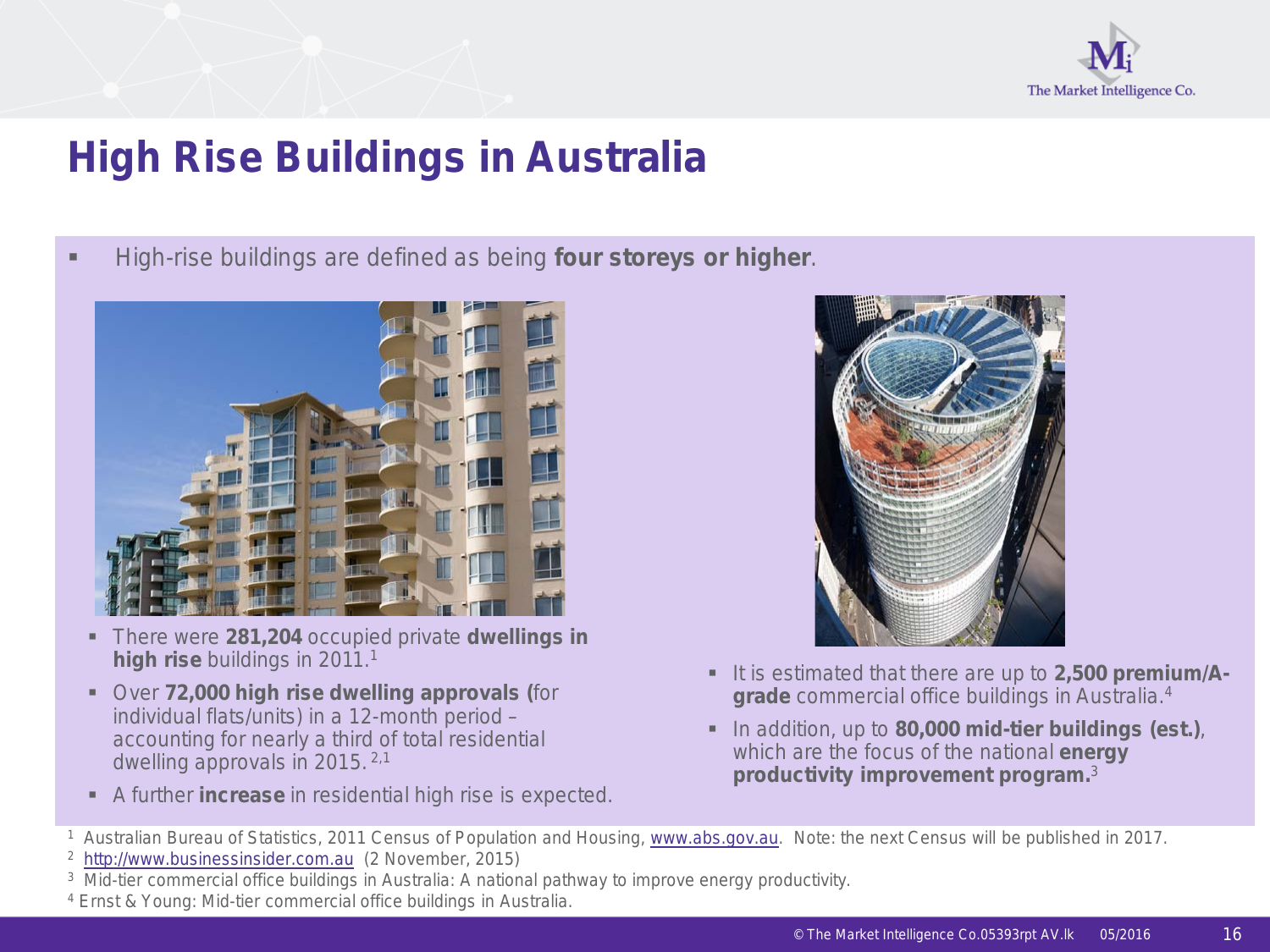# High Rise Buildings in Australia

- High-rise buildings are defined as being **four storeys or higher**.

- There were **281,204** occupied private **dwellings in high rise** buildings in 2011.[1]
- Over **72,000 high rise dwelling approvals (**for individual flats/units) in a 12-month period – accounting for nearly a third of total residential dwelling approvals in 2015.[2,1]
- A further **increase** in residential high rise is expected.

- It is estimated that there are up to **2,500 premium/A-grade** commercial office buildings in Australia.[4]
- In addition, up to **80,000 mid-tier buildings (est.)**, which are the focus of the national **energy productivity improvement program.**[3]

[1] Australian Bureau of Statistics, 2011 Census of Population and Housing, www.abs.gov.au. Note: the next Census will be published in 2017.
[2] http://www.businessinsider.com.au (2 November, 2015)
[3] Mid-tier commercial office buildings in Australia: A national pathway to improve energy productivity.
[4] Ernst & Young: Mid-tier commercial office buildings in Australia.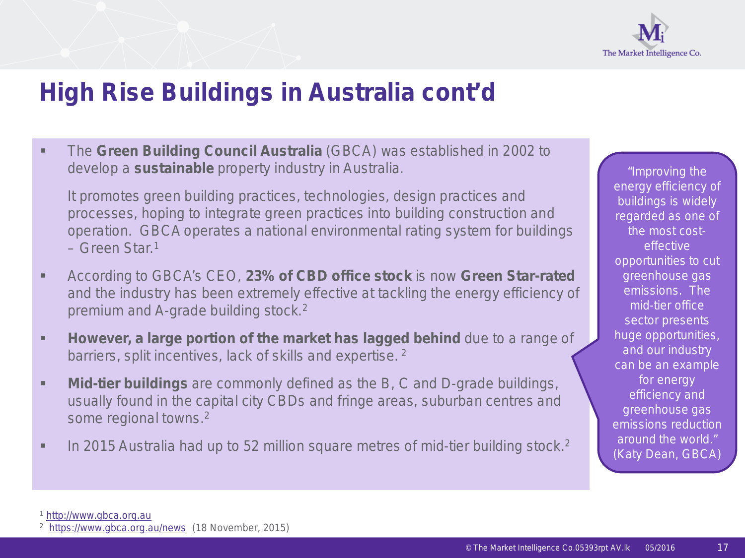# High Rise Buildings in Australia cont'd

- The **Green Building Council Australia** (GBCA) was established in 2002 to develop a **sustainable** property industry in Australia.

  It promotes green building practices, technologies, design practices and processes, hoping to integrate green practices into building construction and operation. GBCA operates a national environmental rating system for buildings – Green Star.[1]

- According to GBCA's CEO, **23% of CBD office stock** is now **Green Star-rated** and the industry has been extremely effective at tackling the energy efficiency of premium and A-grade building stock.[2]

- **However, a large portion of the market has lagged behind** due to a range of barriers, split incentives, lack of skills and expertise.[2]

- **Mid-tier buildings** are commonly defined as the B, C and D-grade buildings, usually found in the capital city CBDs and fringe areas, suburban centres and some regional towns.[2]

- In 2015 Australia had up to 52 million square metres of mid-tier building stock.[2]

"Improving the energy efficiency of buildings is widely regarded as one of the most cost-effective opportunities to cut greenhouse gas emissions. The mid-tier office sector presents huge opportunities, and our industry can be an example for energy efficiency and greenhouse gas emissions reduction around the world." (Katy Dean, GBCA)

[1] http://www.gbca.org.au

[2] https://www.gbca.org.au/news (18 November, 2015)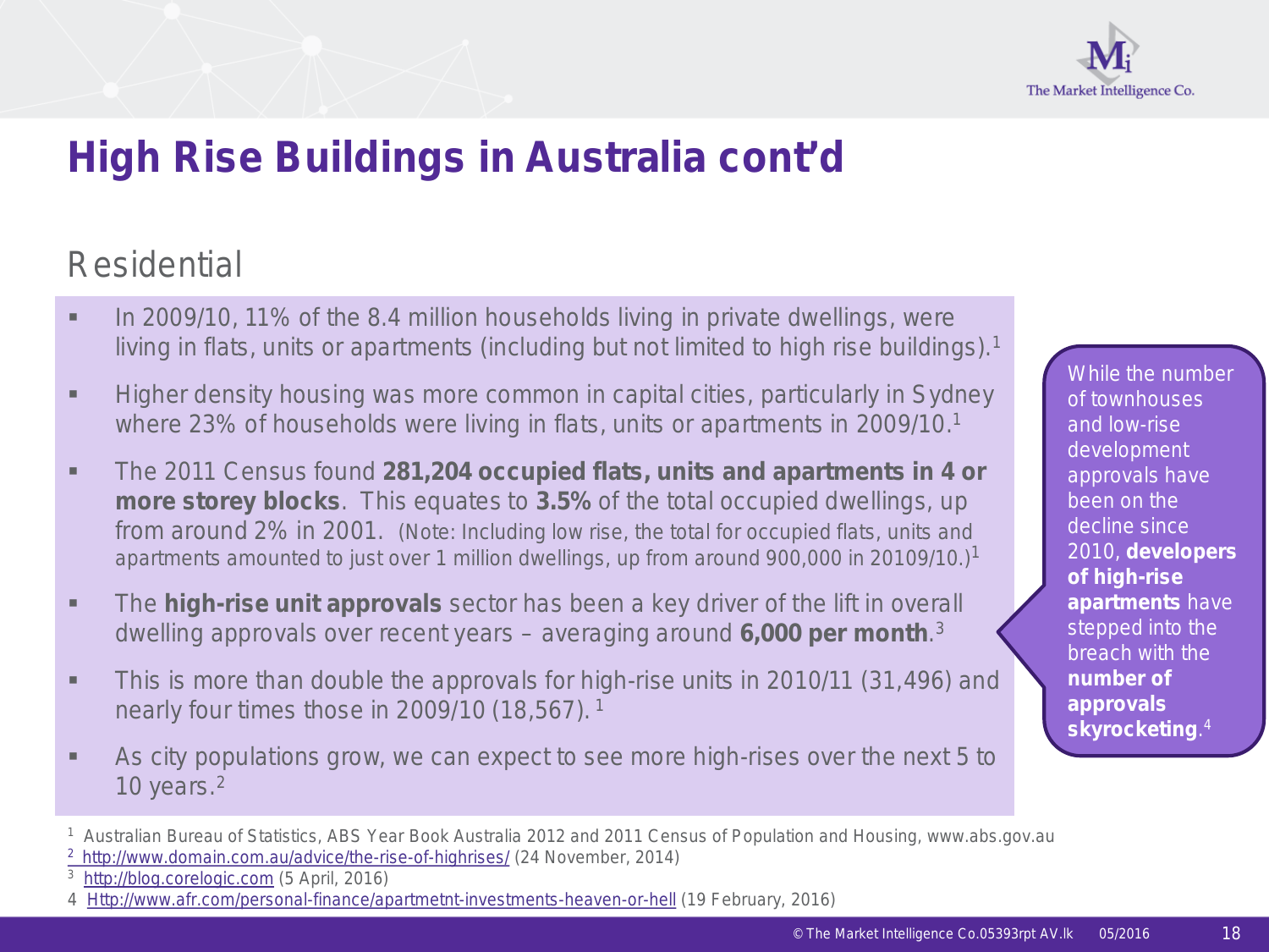# High Rise Buildings in Australia cont'd

## Residential

- In 2009/10, 11% of the 8.4 million households living in private dwellings, were living in flats, units or apartments (including but not limited to high rise buildings).[1]
- Higher density housing was more common in capital cities, particularly in Sydney where 23% of households were living in flats, units or apartments in 2009/10.[1]
- The 2011 Census found **281,204 occupied flats, units and apartments in 4 or more storey blocks**. This equates to **3.5%** of the total occupied dwellings, up from around 2% in 2001. (Note: Including low rise, the total for occupied flats, units and apartments amounted to just over 1 million dwellings, up from around 900,000 in 20109/10.)[1]
- The **high-rise unit approvals** sector has been a key driver of the lift in overall dwelling approvals over recent years – averaging around **6,000 per month**.[3]
- This is more than double the approvals for high-rise units in 2010/11 (31,496) and nearly four times those in 2009/10 (18,567).[1]
- As city populations grow, we can expect to see more high-rises over the next 5 to 10 years.[2]

While the number of townhouses and low-rise development approvals have been on the decline since 2010, **developers of high-rise apartments** have stepped into the breach with the **number of approvals skyrocketing**.[4]

[1] Australian Bureau of Statistics, ABS Year Book Australia 2012 and 2011 Census of Population and Housing, www.abs.gov.au
[2] http://www.domain.com.au/advice/the-rise-of-highrises/ (24 November, 2014)
[3] http://blog.corelogic.com (5 April, 2016)
4 Http://www.afr.com/personal-finance/apartmetnt-investments-heaven-or-hell (19 February, 2016)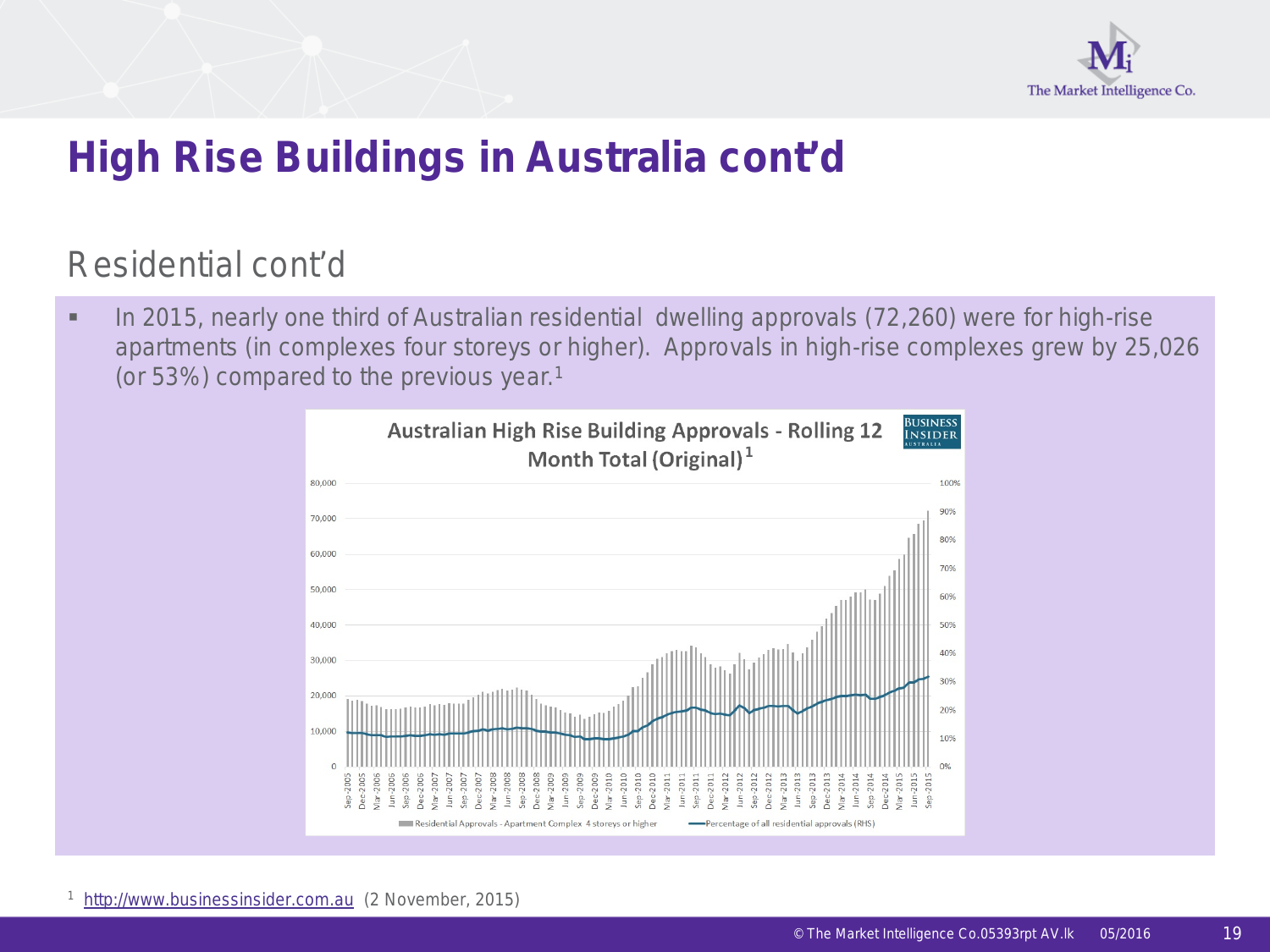# High Rise Buildings in Australia cont'd

## Residential cont'd

- In 2015, nearly one third of Australian residential dwelling approvals (72,260) were for high-rise apartments (in complexes four storeys or higher). Approvals in high-rise complexes grew by 25,026 (or 53%) compared to the previous year.[1]

**Australian High Rise Building Approvals - Rolling 12 Month Total (Original)**[1]

Legend: Residential Approvals - Apartment Complex 4 storeys or higher; Percentage of all residential approvals (RHS)

[1] http://www.businessinsider.com.au (2 November, 2015)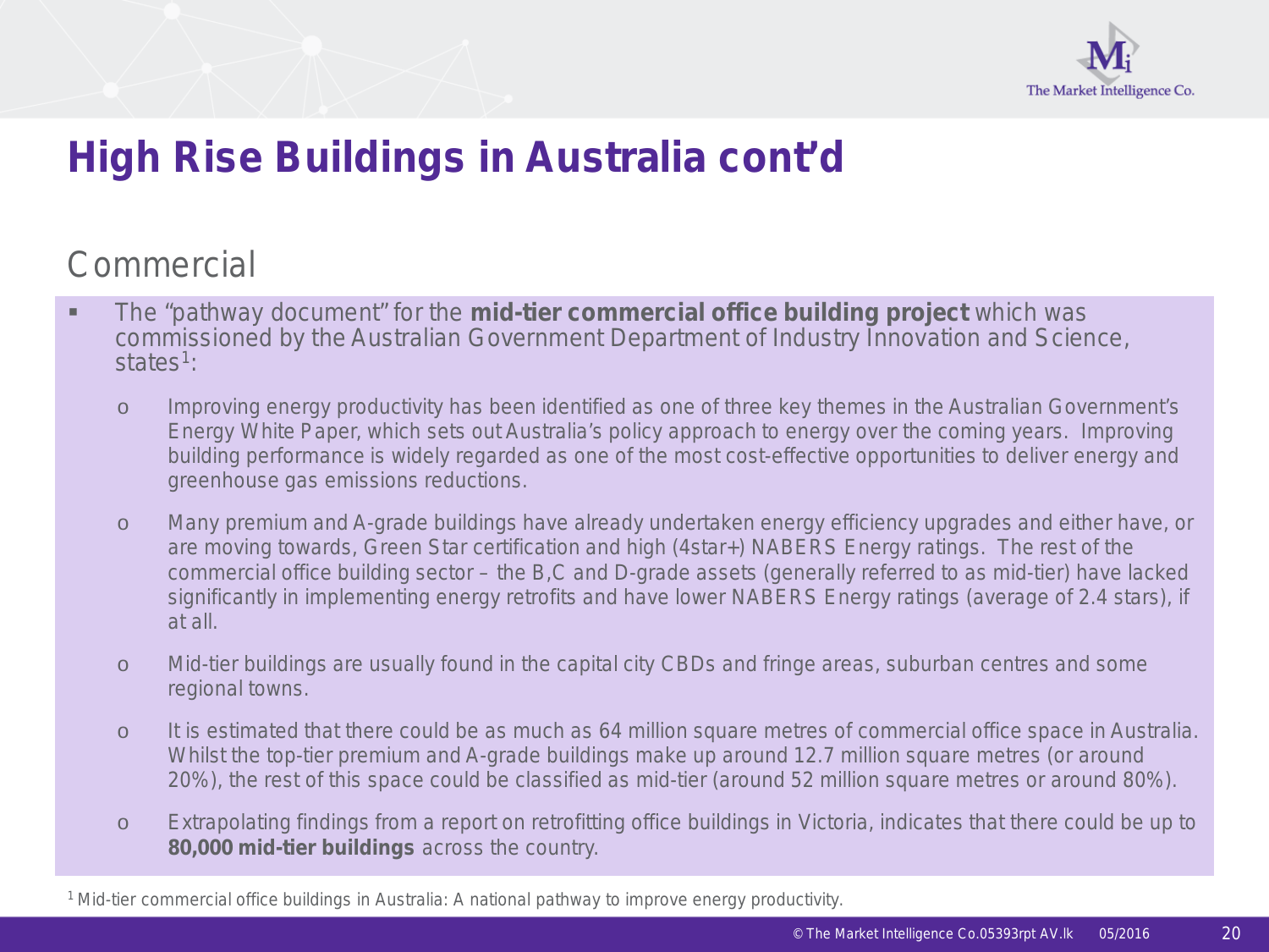# High Rise Buildings in Australia cont'd

## Commercial

- The "pathway document" for the **mid-tier commercial office building project** which was commissioned by the Australian Government Department of Industry Innovation and Science, states[1]:
  - Improving energy productivity has been identified as one of three key themes in the Australian Government's Energy White Paper, which sets out Australia's policy approach to energy over the coming years. Improving building performance is widely regarded as one of the most cost-effective opportunities to deliver energy and greenhouse gas emissions reductions.
  - Many premium and A-grade buildings have already undertaken energy efficiency upgrades and either have, or are moving towards, Green Star certification and high (4star+) NABERS Energy ratings. The rest of the commercial office building sector – the B,C and D-grade assets (generally referred to as mid-tier) have lacked significantly in implementing energy retrofits and have lower NABERS Energy ratings (average of 2.4 stars), if at all.
  - Mid-tier buildings are usually found in the capital city CBDs and fringe areas, suburban centres and some regional towns.
  - It is estimated that there could be as much as 64 million square metres of commercial office space in Australia. Whilst the top-tier premium and A-grade buildings make up around 12.7 million square metres (or around 20%), the rest of this space could be classified as mid-tier (around 52 million square metres or around 80%).
  - Extrapolating findings from a report on retrofitting office buildings in Victoria, indicates that there could be up to **80,000 mid-tier buildings** across the country.

[1] Mid-tier commercial office buildings in Australia: A national pathway to improve energy productivity.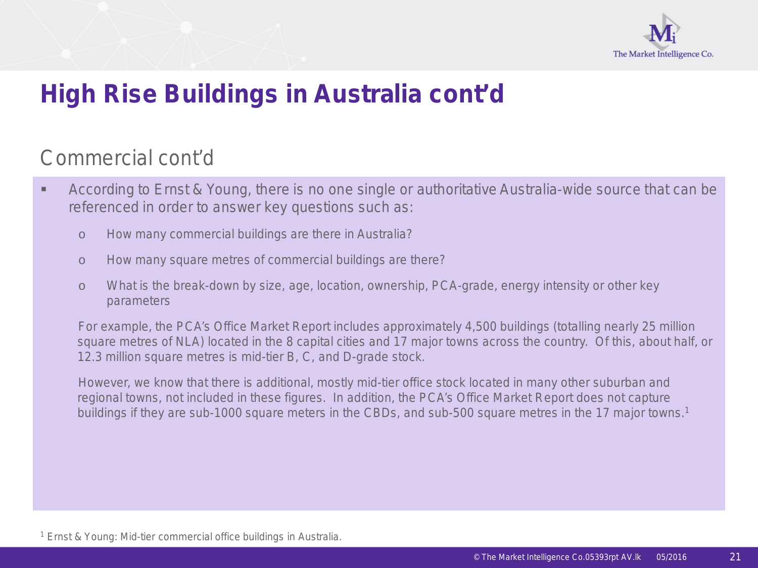# High Rise Buildings in Australia cont'd

## Commercial cont'd

- According to Ernst & Young, there is no one single or authoritative Australia-wide source that can be referenced in order to answer key questions such as:
  - How many commercial buildings are there in Australia?
  - How many square metres of commercial buildings are there?
  - What is the break-down by size, age, location, ownership, PCA-grade, energy intensity or other key parameters

  For example, the PCA's Office Market Report includes approximately 4,500 buildings (totalling nearly 25 million square metres of NLA) located in the 8 capital cities and 17 major towns across the country. Of this, about half, or 12.3 million square metres is mid-tier B, C, and D-grade stock.

  However, we know that there is additional, mostly mid-tier office stock located in many other suburban and regional towns, not included in these figures. In addition, the PCA's Office Market Report does not capture buildings if they are sub-1000 square meters in the CBDs, and sub-500 square metres in the 17 major towns.[1]

[1] Ernst & Young: Mid-tier commercial office buildings in Australia.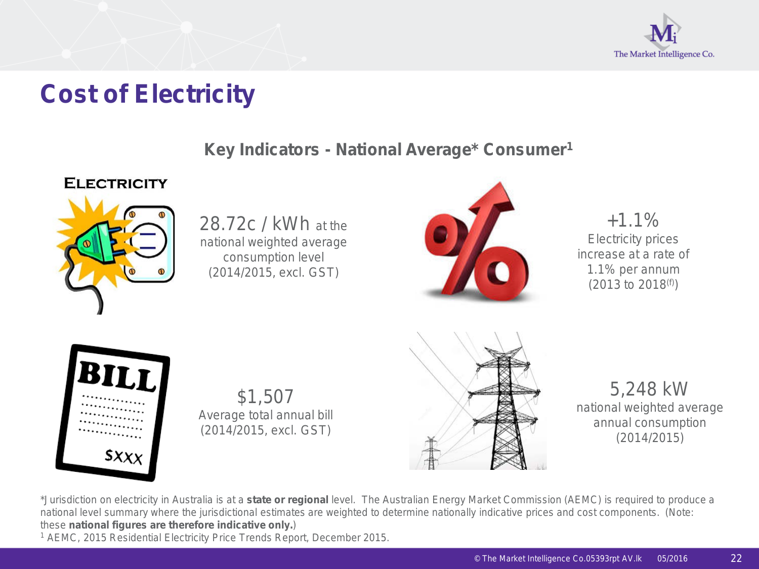# Cost of Electricity

## Key Indicators - National Average* Consumer[1]

**ELECTRICITY**

28.72c / kWh at the national weighted average consumption level (2014/2015, excl. GST)

+1.1%
Electricity prices increase at a rate of 1.1% per annum (2013 to 2018[(f)])

$1,507
Average total annual bill (2014/2015, excl. GST)

5,248 kW
national weighted average annual consumption (2014/2015)

*Jurisdiction on electricity in Australia is at a **state or regional** level. The Australian Energy Market Commission (AEMC) is required to produce a national level summary where the jurisdictional estimates are weighted to determine nationally indicative prices and cost components. (Note: these **national figures are therefore indicative only.**)

[1] AEMC, 2015 Residential Electricity Price Trends Report, December 2015.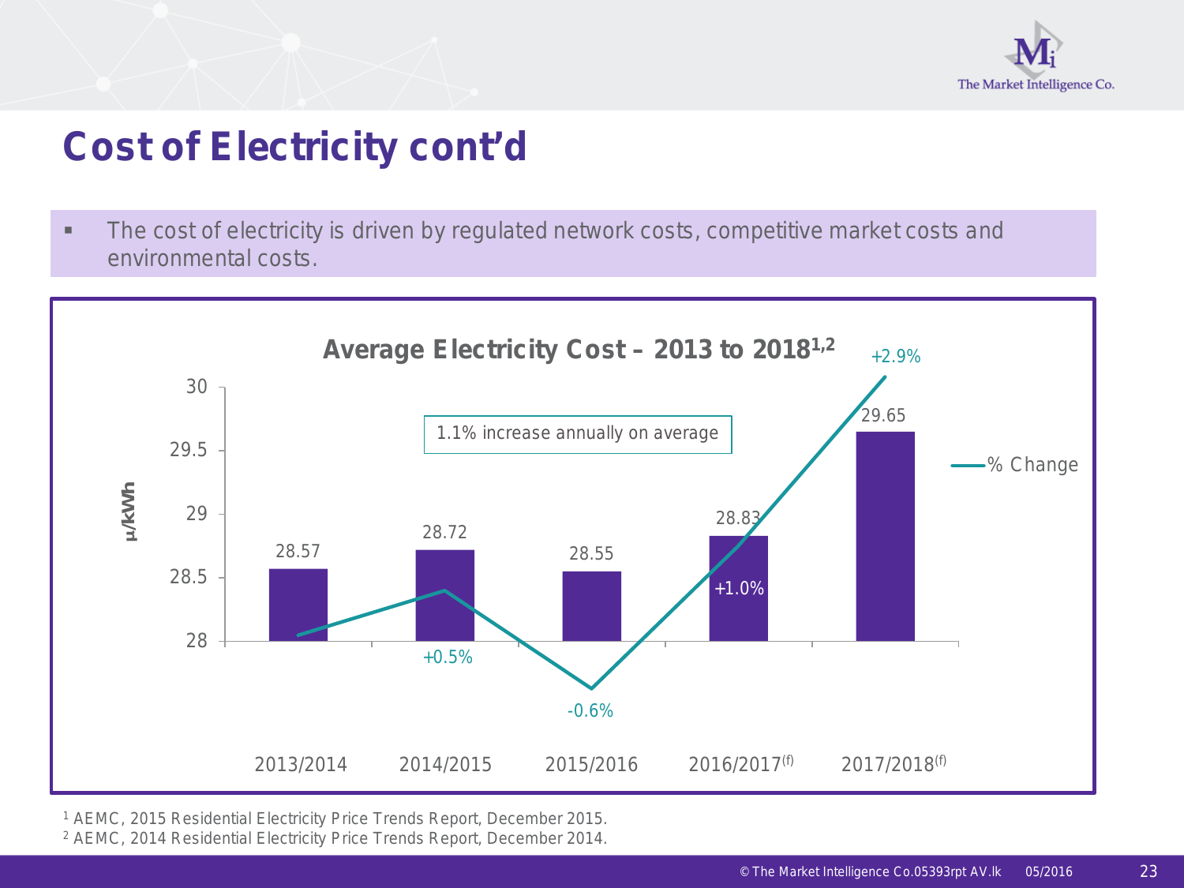# Cost of Electricity cont'd

- The cost of electricity is driven by regulated network costs, competitive market costs and environmental costs.

**Average Electricity Cost – 2013 to 2018[1,2]**

1.1% increase annually on average

| Year | ¢/kWh | % Change |
|---|---|---|
| 2013/2014 | 28.57 | |
| 2014/2015 | 28.72 | +0.5% |
| 2015/2016 | 28.55 | -0.6% |
| 2016/2017(f) | 28.83 | +1.0% |
| 2017/2018(f) | 29.65 | +2.9% |

[1] AEMC, 2015 Residential Electricity Price Trends Report, December 2015.
[2] AEMC, 2014 Residential Electricity Price Trends Report, December 2014.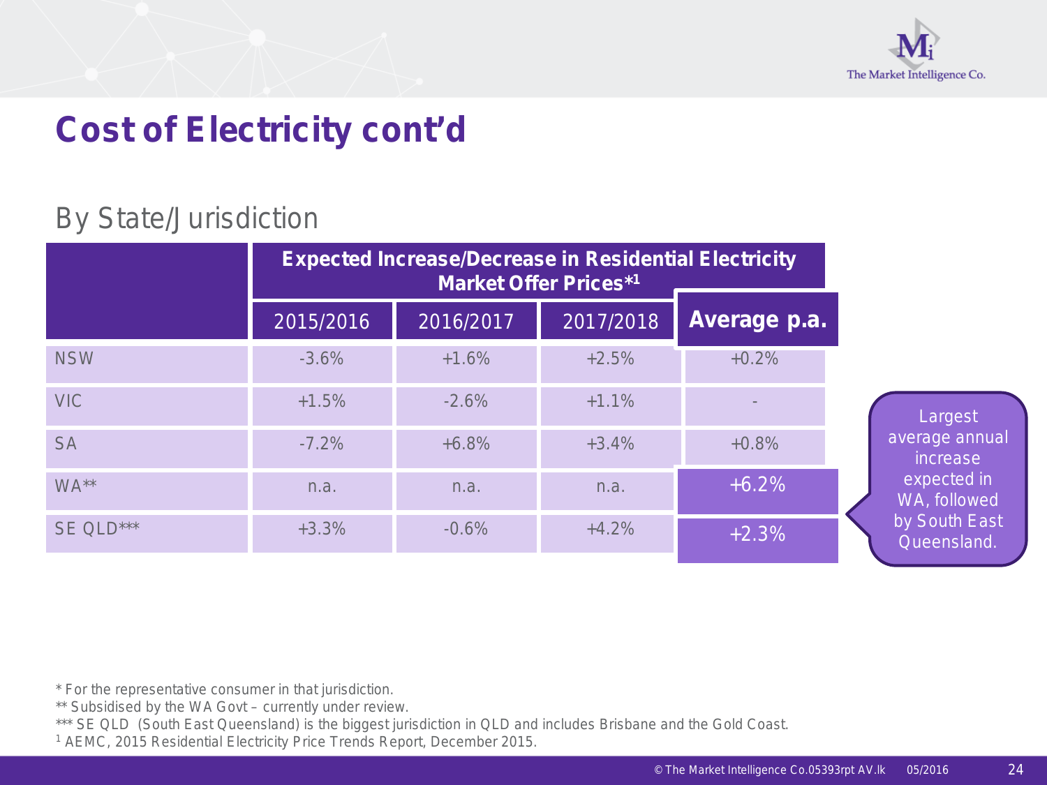# Cost of Electricity cont'd

## By State/Jurisdiction

| | Expected Increase/Decrease in Residential Electricity Market Offer Prices*[1] | | | |
|---|---|---|---|---|
| | 2015/2016 | 2016/2017 | 2017/2018 | **Average p.a.** |
| NSW | -3.6% | +1.6% | +2.5% | +0.2% |
| VIC | +1.5% | -2.6% | +1.1% | - |
| SA | -7.2% | +6.8% | +3.4% | +0.8% |
| WA** | n.a. | n.a. | n.a. | +6.2% |
| SE QLD*** | +3.3% | -0.6% | +4.2% | +2.3% |

Largest average annual increase expected in WA, followed by South East Queensland.

* For the representative consumer in that jurisdiction.
** Subsidised by the WA Govt – currently under review.
*** SE QLD (South East Queensland) is the biggest jurisdiction in QLD and includes Brisbane and the Gold Coast.
[1] AEMC, 2015 Residential Electricity Price Trends Report, December 2015.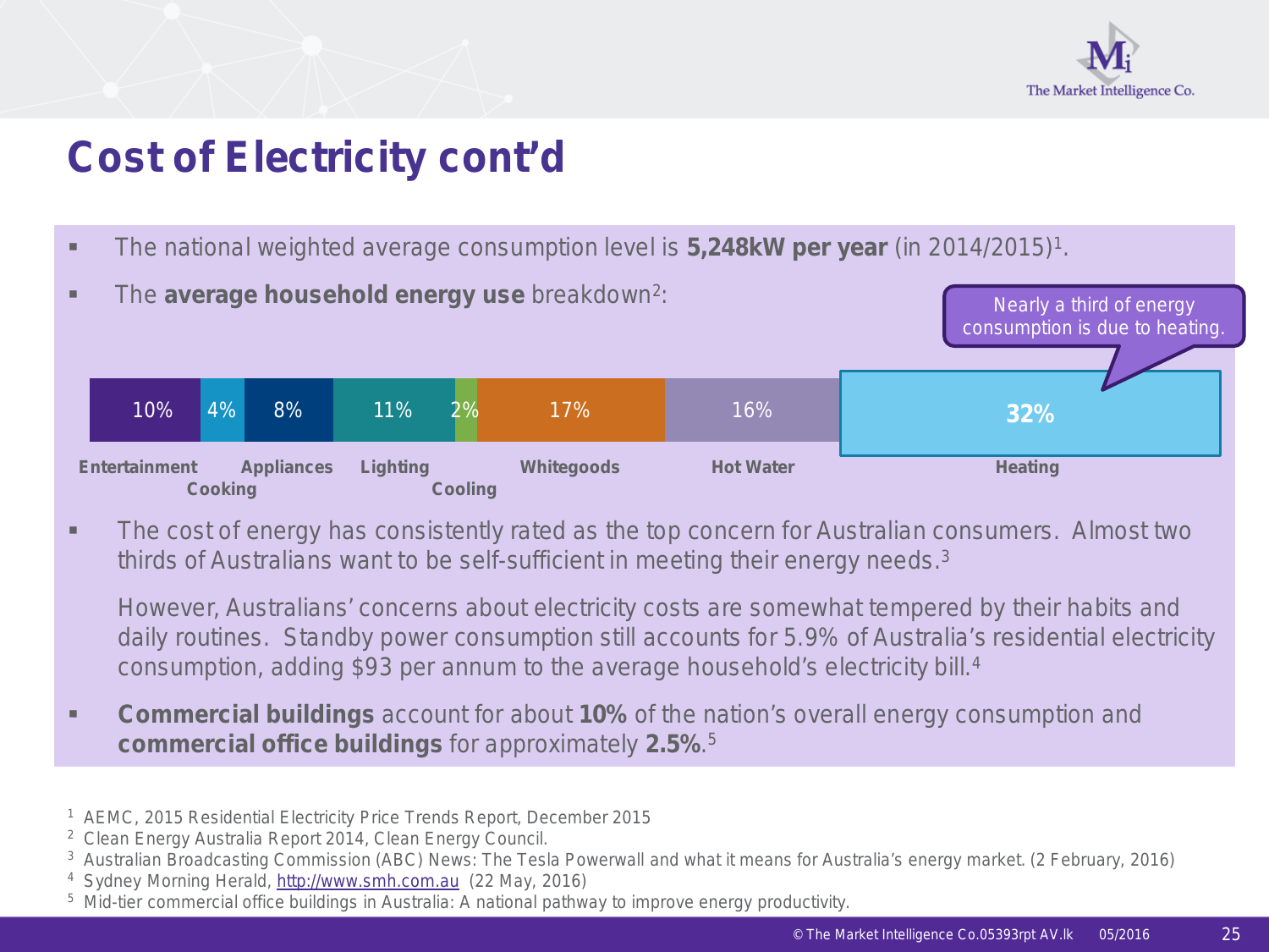# Cost of Electricity cont'd

- The national weighted average consumption level is **5,248kW per year** (in 2014/2015)[1].
- The **average household energy use** breakdown[2]:

Nearly a third of energy consumption is due to heating.

| Entertainment | Cooking | Appliances | Lighting | Cooling | Whitegoods | Hot Water | Heating |
|---|---|---|---|---|---|---|---|
| 10% | 4% | 8% | 11% | 2% | 17% | 16% | **32%** |

- The cost of energy has consistently rated as the top concern for Australian consumers. Almost two thirds of Australians want to be self-sufficient in meeting their energy needs.[3]

  However, Australians' concerns about electricity costs are somewhat tempered by their habits and daily routines. Standby power consumption still accounts for 5.9% of Australia's residential electricity consumption, adding $93 per annum to the average household's electricity bill.[4]

- **Commercial buildings** account for about **10%** of the nation's overall energy consumption and **commercial office buildings** for approximately **2.5%**.[5]

[1] AEMC, 2015 Residential Electricity Price Trends Report, December 2015
[2] Clean Energy Australia Report 2014, Clean Energy Council.
[3] Australian Broadcasting Commission (ABC) News: The Tesla Powerwall and what it means for Australia's energy market. (2 February, 2016)
[4] Sydney Morning Herald, http://www.smh.com.au (22 May, 2016)
[5] Mid-tier commercial office buildings in Australia: A national pathway to improve energy productivity.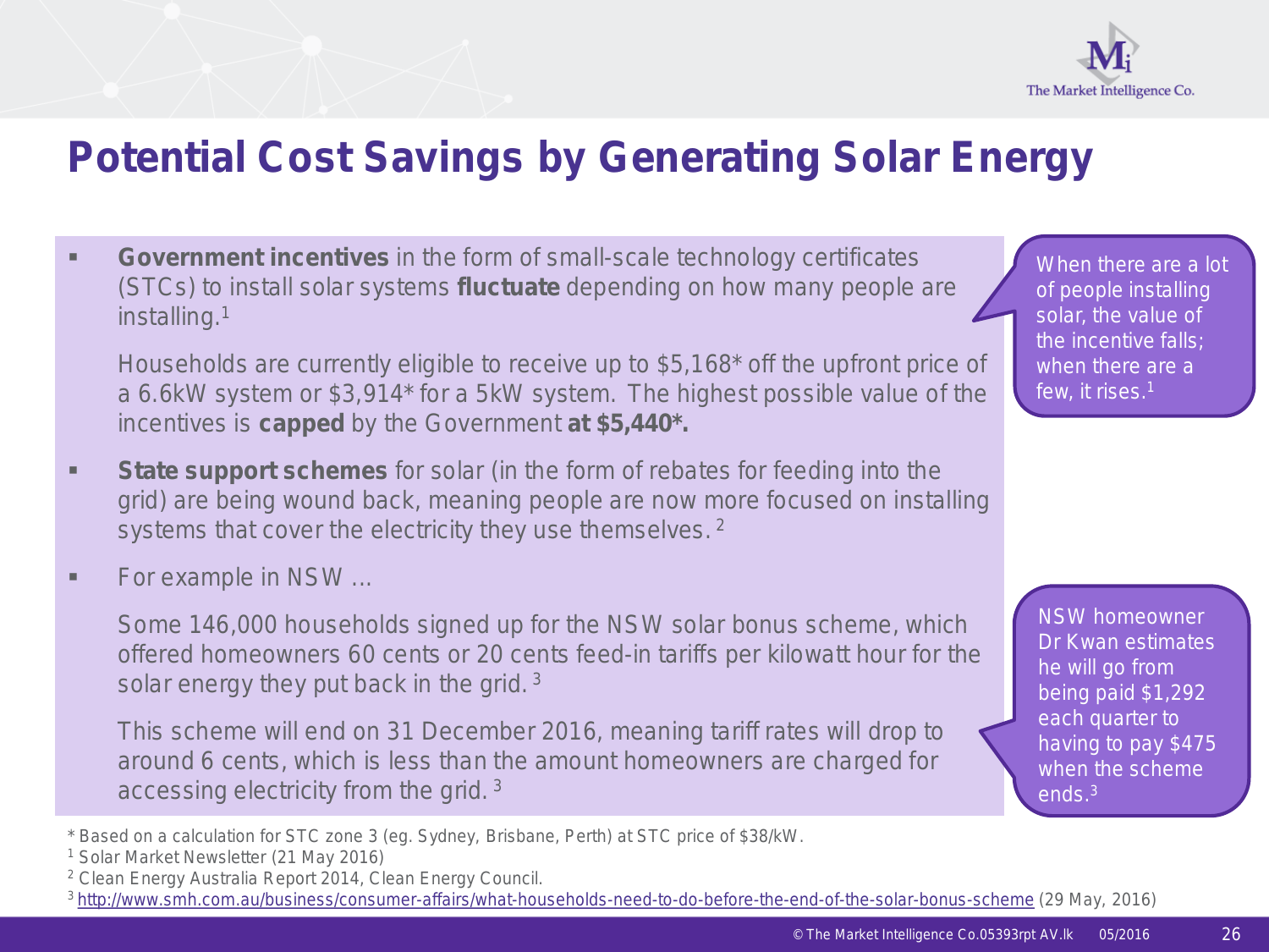# Potential Cost Savings by Generating Solar Energy

- **Government incentives** in the form of small-scale technology certificates (STCs) to install solar systems **fluctuate** depending on how many people are installing.[1]

  Households are currently eligible to receive up to $5,168* off the upfront price of a 6.6kW system or $3,914* for a 5kW system. The highest possible value of the incentives is **capped** by the Government **at $5,440*.**

- **State support schemes** for solar (in the form of rebates for feeding into the grid) are being wound back, meaning people are now more focused on installing systems that cover the electricity they use themselves.[2]

- For example in NSW …

  Some 146,000 households signed up for the NSW solar bonus scheme, which offered homeowners 60 cents or 20 cents feed-in tariffs per kilowatt hour for the solar energy they put back in the grid.[3]

  This scheme will end on 31 December 2016, meaning tariff rates will drop to around 6 cents, which is less than the amount homeowners are charged for accessing electricity from the grid.[3]

When there are a lot of people installing solar, the value of the incentive falls; when there are a few, it rises.[1]

NSW homeowner Dr Kwan estimates he will go from being paid $1,292 each quarter to having to pay $475 when the scheme ends.[3]

* Based on a calculation for STC zone 3 (eg. Sydney, Brisbane, Perth) at STC price of $38/kW.

[1] Solar Market Newsletter (21 May 2016)

[2] Clean Energy Australia Report 2014, Clean Energy Council.

[3] http://www.smh.com.au/business/consumer-affairs/what-households-need-to-do-before-the-end-of-the-solar-bonus-scheme (29 May, 2016)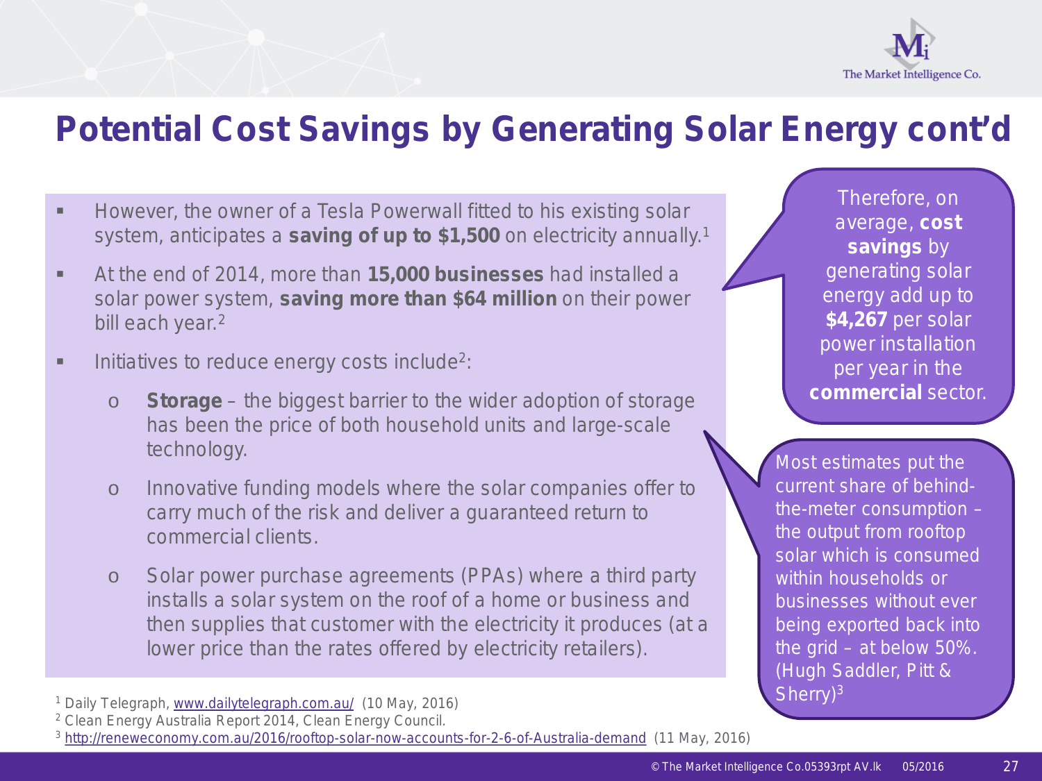# Potential Cost Savings by Generating Solar Energy cont'd

- However, the owner of a Tesla Powerwall fitted to his existing solar system, anticipates a **saving of up to $1,500** on electricity annually.[1]
- At the end of 2014, more than **15,000 businesses** had installed a solar power system, **saving more than $64 million** on their power bill each year.[2]
- Initiatives to reduce energy costs include[2]:
  - **Storage** – the biggest barrier to the wider adoption of storage has been the price of both household units and large-scale technology.
  - Innovative funding models where the solar companies offer to carry much of the risk and deliver a guaranteed return to commercial clients.
  - Solar power purchase agreements (PPAs) where a third party installs a solar system on the roof of a home or business and then supplies that customer with the electricity it produces (at a lower price than the rates offered by electricity retailers).

Therefore, on average, **cost savings** by generating solar energy add up to **$4,267** per solar power installation per year in the **commercial** sector.

Most estimates put the current share of behind-the-meter consumption – the output from rooftop solar which is consumed within households or businesses without ever being exported back into the grid – at below 50%. (Hugh Saddler, Pitt & Sherry)[3]

[1] Daily Telegraph, www.dailytelegraph.com.au/ (10 May, 2016)
[2] Clean Energy Australia Report 2014, Clean Energy Council.
[3] http://reneweconomy.com.au/2016/rooftop-solar-now-accounts-for-2-6-of-Australia-demand (11 May, 2016)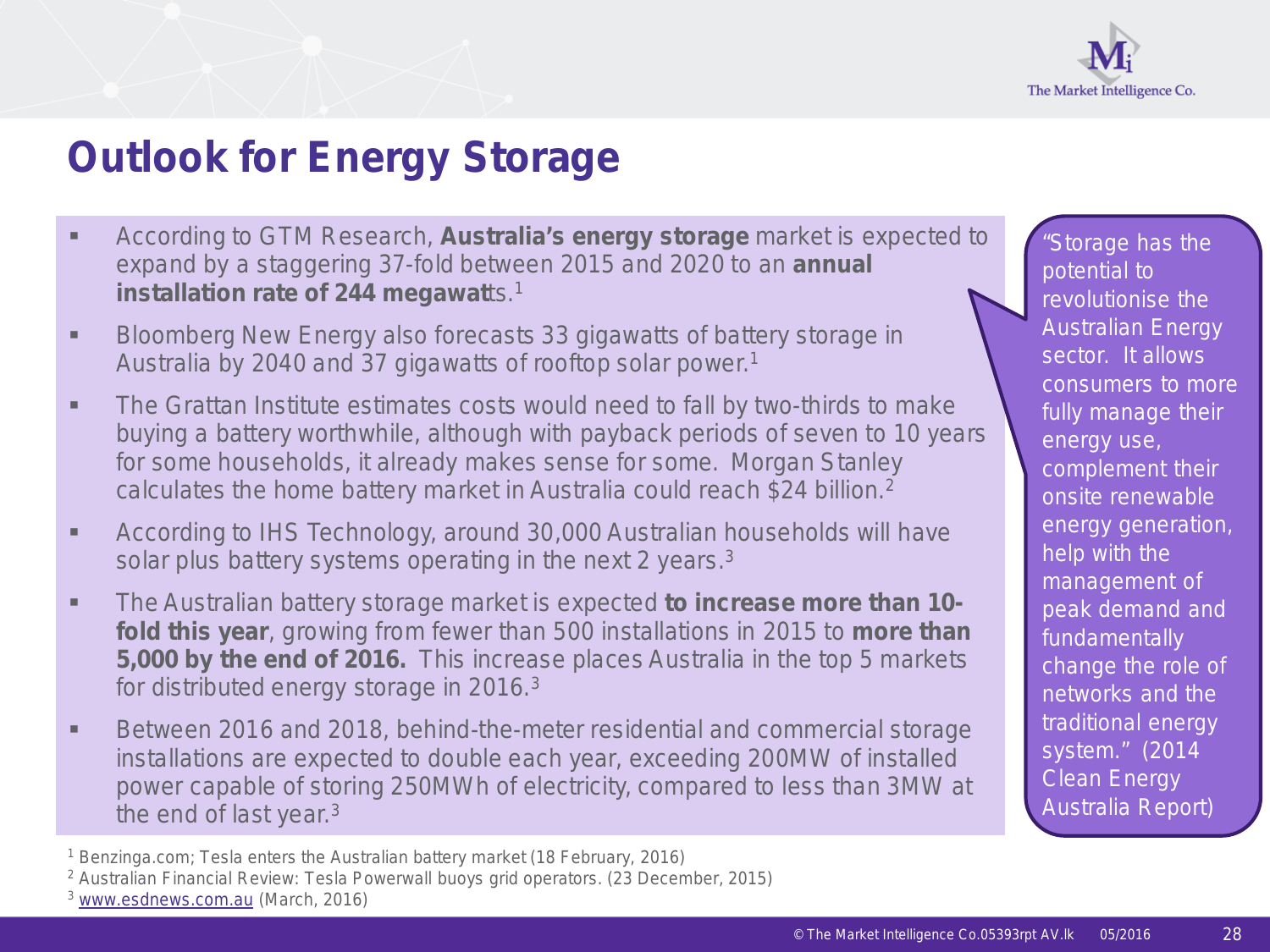# Outlook for Energy Storage

- According to GTM Research, **Australia's energy storage** market is expected to expand by a staggering 37-fold between 2015 and 2020 to an **annual installation rate of 244 megawat**ts.[1]
- Bloomberg New Energy also forecasts 33 gigawatts of battery storage in Australia by 2040 and 37 gigawatts of rooftop solar power.[1]
- The Grattan Institute estimates costs would need to fall by two-thirds to make buying a battery worthwhile, although with payback periods of seven to 10 years for some households, it already makes sense for some. Morgan Stanley calculates the home battery market in Australia could reach $24 billion.[2]
- According to IHS Technology, around 30,000 Australian households will have solar plus battery systems operating in the next 2 years.[3]
- The Australian battery storage market is expected **to increase more than 10-fold this year**, growing from fewer than 500 installations in 2015 to **more than 5,000 by the end of 2016.** This increase places Australia in the top 5 markets for distributed energy storage in 2016.[3]
- Between 2016 and 2018, behind-the-meter residential and commercial storage installations are expected to double each year, exceeding 200MW of installed power capable of storing 250MWh of electricity, compared to less than 3MW at the end of last year.[3]

"Storage has the potential to revolutionise the Australian Energy sector. It allows consumers to more fully manage their energy use, complement their onsite renewable energy generation, help with the management of peak demand and fundamentally change the role of networks and the traditional energy system." (2014 Clean Energy Australia Report)

[1] Benzinga.com; Tesla enters the Australian battery market (18 February, 2016)
[2] Australian Financial Review: Tesla Powerwall buoys grid operators. (23 December, 2015)
[3] www.esdnews.com.au (March, 2016)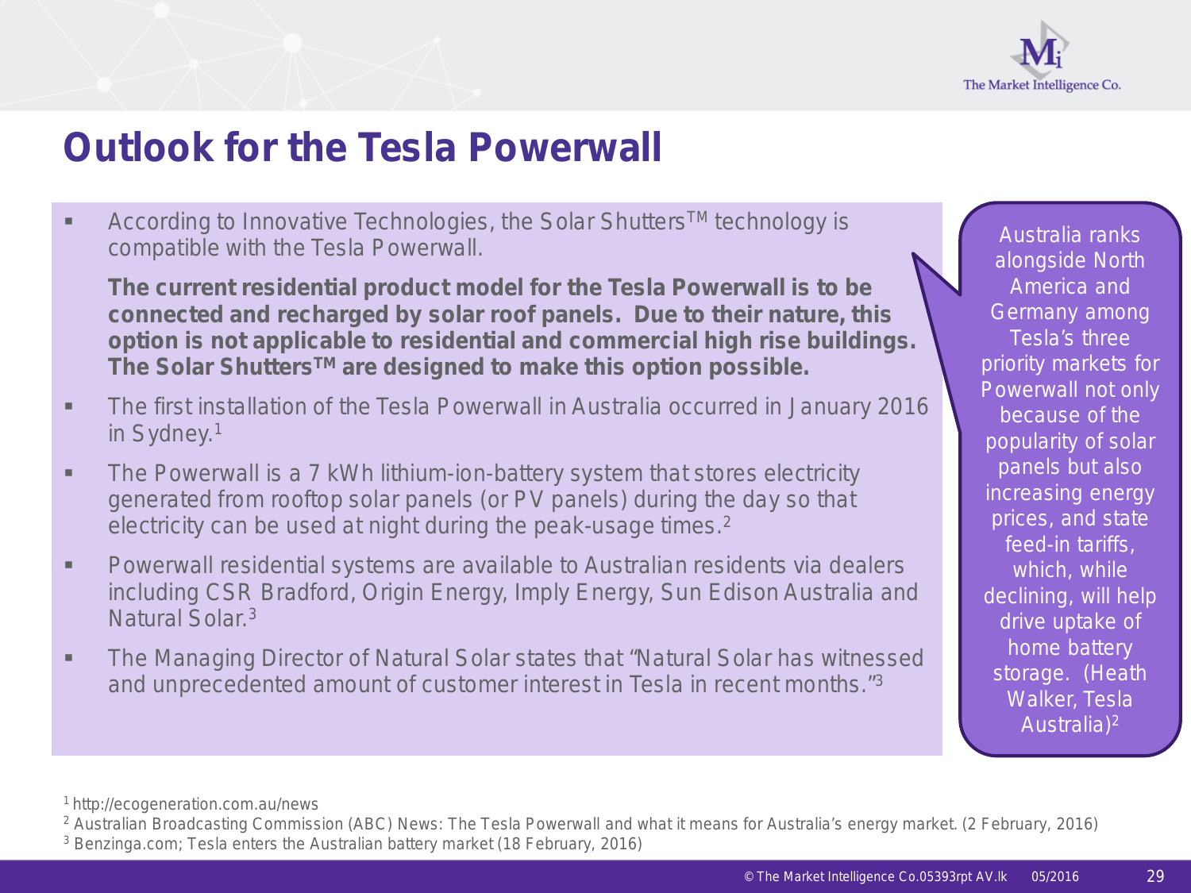# Outlook for the Tesla Powerwall

- According to Innovative Technologies, the Solar Shutters™ technology is compatible with the Tesla Powerwall.

  **The current residential product model for the Tesla Powerwall is to be connected and recharged by solar roof panels. Due to their nature, this option is not applicable to residential and commercial high rise buildings. The Solar Shutters™ are designed to make this option possible.**

- The first installation of the Tesla Powerwall in Australia occurred in January 2016 in Sydney.[1]
- The Powerwall is a 7 kWh lithium-ion-battery system that stores electricity generated from rooftop solar panels (or PV panels) during the day so that electricity can be used at night during the peak-usage times.[2]
- Powerwall residential systems are available to Australian residents via dealers including CSR Bradford, Origin Energy, Imply Energy, Sun Edison Australia and Natural Solar.[3]
- The Managing Director of Natural Solar states that "Natural Solar has witnessed and unprecedented amount of customer interest in Tesla in recent months."[3]

Australia ranks alongside North America and Germany among Tesla's three priority markets for Powerwall not only because of the popularity of solar panels but also increasing energy prices, and state feed-in tariffs, which, while declining, will help drive uptake of home battery storage. (Heath Walker, Tesla Australia)[2]

[1] http://ecogeneration.com.au/news
[2] Australian Broadcasting Commission (ABC) News: The Tesla Powerwall and what it means for Australia's energy market. (2 February, 2016)
[3] Benzinga.com; Tesla enters the Australian battery market (18 February, 2016)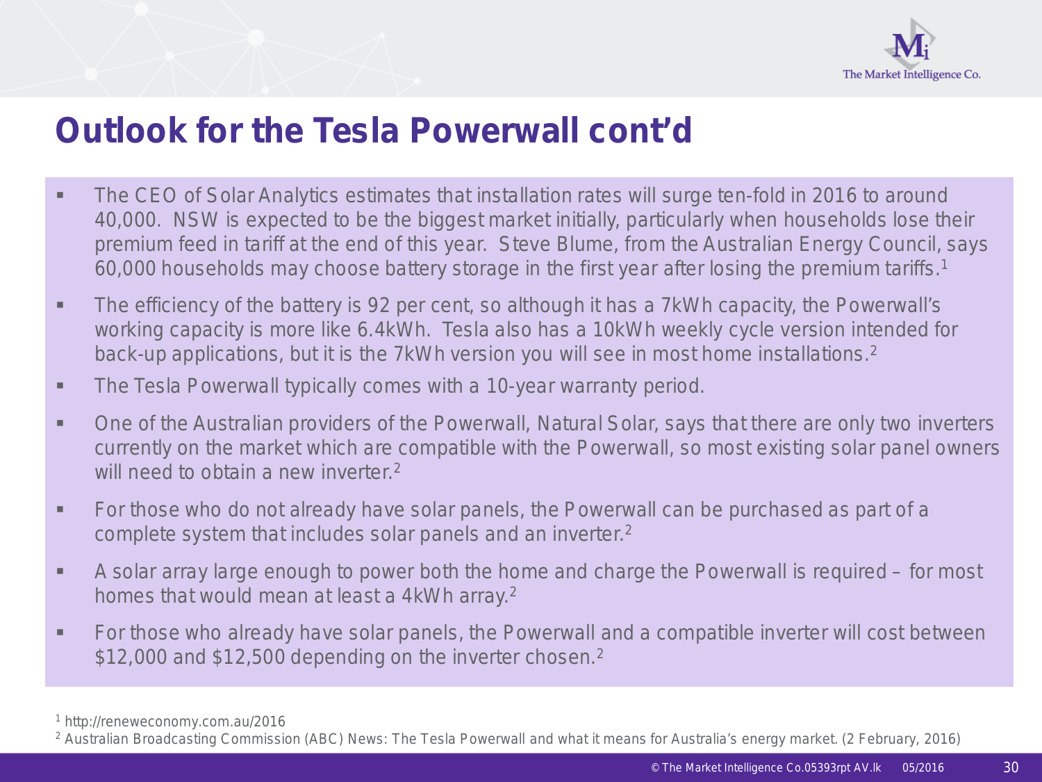# Outlook for the Tesla Powerwall cont'd

- The CEO of Solar Analytics estimates that installation rates will surge ten-fold in 2016 to around 40,000. NSW is expected to be the biggest market initially, particularly when households lose their premium feed in tariff at the end of this year. Steve Blume, from the Australian Energy Council, says 60,000 households may choose battery storage in the first year after losing the premium tariffs.[1]
- The efficiency of the battery is 92 per cent, so although it has a 7kWh capacity, the Powerwall's working capacity is more like 6.4kWh. Tesla also has a 10kWh weekly cycle version intended for back-up applications, but it is the 7kWh version you will see in most home installations.[2]
- The Tesla Powerwall typically comes with a 10-year warranty period.
- One of the Australian providers of the Powerwall, Natural Solar, says that there are only two inverters currently on the market which are compatible with the Powerwall, so most existing solar panel owners will need to obtain a new inverter.[2]
- For those who do not already have solar panels, the Powerwall can be purchased as part of a complete system that includes solar panels and an inverter.[2]
- A solar array large enough to power both the home and charge the Powerwall is required – for most homes that would mean at least a 4kWh array.[2]
- For those who already have solar panels, the Powerwall and a compatible inverter will cost between $12,000 and $12,500 depending on the inverter chosen.[2]

[1] http://reneweconomy.com.au/2016

[2] Australian Broadcasting Commission (ABC) News: The Tesla Powerwall and what it means for Australia's energy market. (2 February, 2016)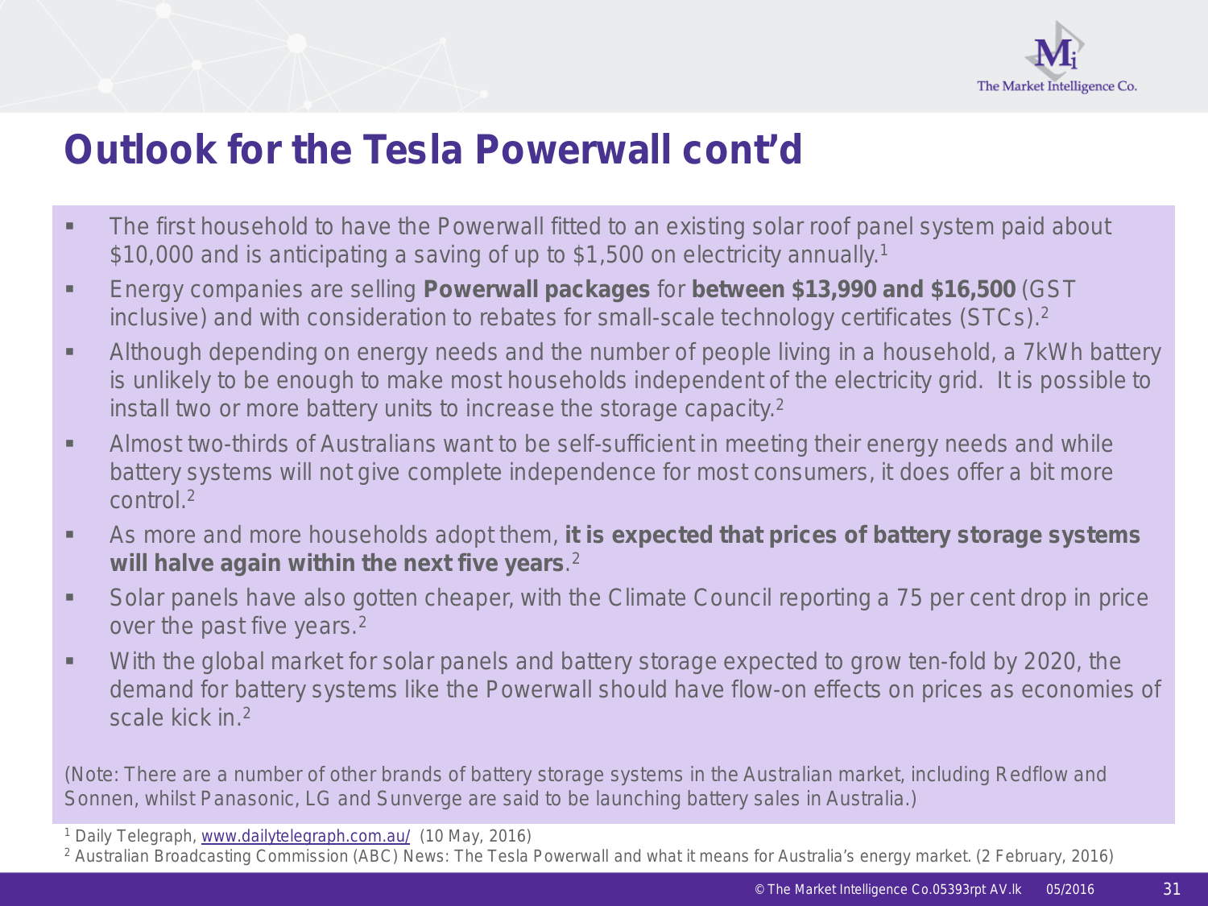# Outlook for the Tesla Powerwall cont'd

- The first household to have the Powerwall fitted to an existing solar roof panel system paid about $10,000 and is anticipating a saving of up to $1,500 on electricity annually.[1]
- Energy companies are selling **Powerwall packages** for **between $13,990 and $16,500** (GST inclusive) and with consideration to rebates for small-scale technology certificates (STCs).[2]
- Although depending on energy needs and the number of people living in a household, a 7kWh battery is unlikely to be enough to make most households independent of the electricity grid. It is possible to install two or more battery units to increase the storage capacity.[2]
- Almost two-thirds of Australians want to be self-sufficient in meeting their energy needs and while battery systems will not give complete independence for most consumers, it does offer a bit more control.[2]
- As more and more households adopt them, **it is expected that prices of battery storage systems will halve again within the next five years**.[2]
- Solar panels have also gotten cheaper, with the Climate Council reporting a 75 per cent drop in price over the past five years.[2]
- With the global market for solar panels and battery storage expected to grow ten-fold by 2020, the demand for battery systems like the Powerwall should have flow-on effects on prices as economies of scale kick in.[2]

(Note: There are a number of other brands of battery storage systems in the Australian market, including Redflow and Sonnen, whilst Panasonic, LG and Sunverge are said to be launching battery sales in Australia.)

[1] Daily Telegraph, www.dailytelegraph.com.au/ (10 May, 2016)

[2] Australian Broadcasting Commission (ABC) News: The Tesla Powerwall and what it means for Australia's energy market. (2 February, 2016)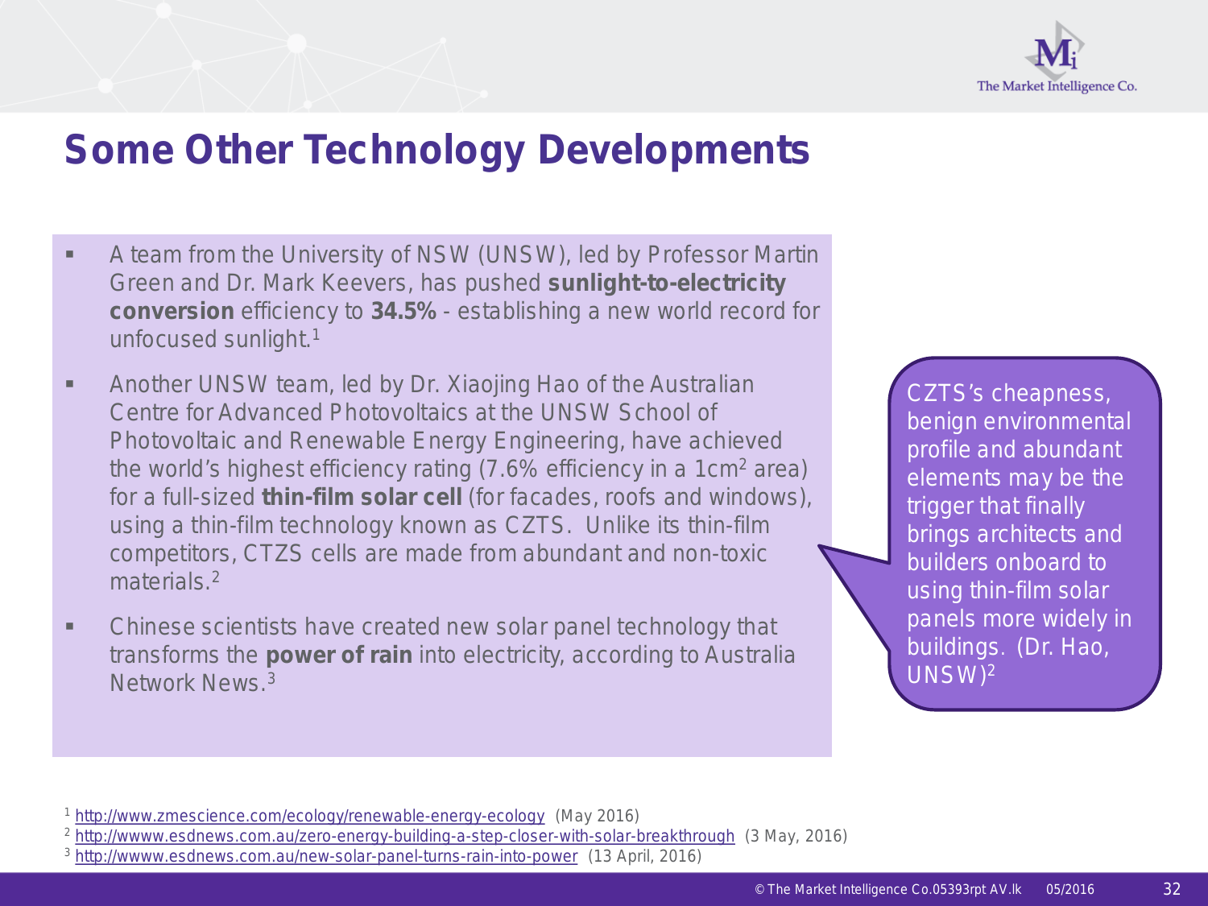## Some Other Technology Developments

- A team from the University of NSW (UNSW), led by Professor Martin Green and Dr. Mark Keevers, has pushed **sunlight-to-electricity conversion** efficiency to **34.5%** - establishing a new world record for unfocused sunlight.[1]
- Another UNSW team, led by Dr. Xiaojing Hao of the Australian Centre for Advanced Photovoltaics at the UNSW School of Photovoltaic and Renewable Energy Engineering, have achieved the world's highest efficiency rating (7.6% efficiency in a $1cm^2$ area) for a full-sized **thin-film solar cell** (for facades, roofs and windows), using a thin-film technology known as CZTS. Unlike its thin-film competitors, CTZS cells are made from abundant and non-toxic materials.[2]
- Chinese scientists have created new solar panel technology that transforms the **power of rain** into electricity, according to Australia Network News.[3]

CZTS's cheapness, benign environmental profile and abundant elements may be the trigger that finally brings architects and builders onboard to using thin-film solar panels more widely in buildings. (Dr. Hao, UNSW)[2]

[1] http://www.zmescience.com/ecology/renewable-energy-ecology (May 2016)
[2] http://wwww.esdnews.com.au/zero-energy-building-a-step-closer-with-solar-breakthrough (3 May, 2016)
[3] http://wwww.esdnews.com.au/new-solar-panel-turns-rain-into-power (13 April, 2016)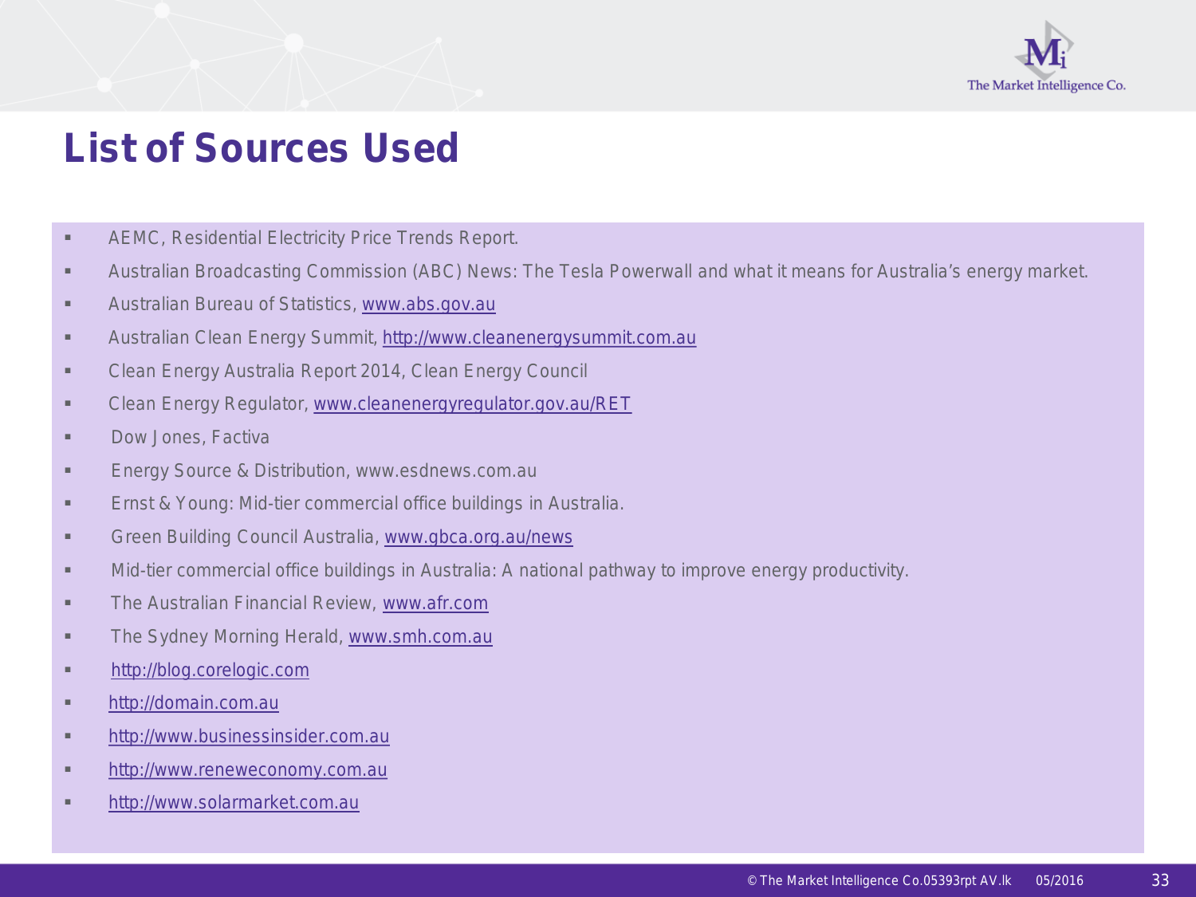# List of Sources Used

- AEMC, Residential Electricity Price Trends Report.
- Australian Broadcasting Commission (ABC) News: The Tesla Powerwall and what it means for Australia's energy market.
- Australian Bureau of Statistics, www.abs.gov.au
- Australian Clean Energy Summit, http://www.cleanenergysummit.com.au
- Clean Energy Australia Report 2014, Clean Energy Council
- Clean Energy Regulator, www.cleanenergyregulator.gov.au/RET
- Dow Jones, Factiva
- Energy Source & Distribution, www.esdnews.com.au
- Ernst & Young: Mid-tier commercial office buildings in Australia.
- Green Building Council Australia, www.gbca.org.au/news
- Mid-tier commercial office buildings in Australia: A national pathway to improve energy productivity.
- The Australian Financial Review, www.afr.com
- The Sydney Morning Herald, www.smh.com.au
- http://blog.corelogic.com
- http://domain.com.au
- http://www.businessinsider.com.au
- http://www.reneweconomy.com.au
- http://www.solarmarket.com.au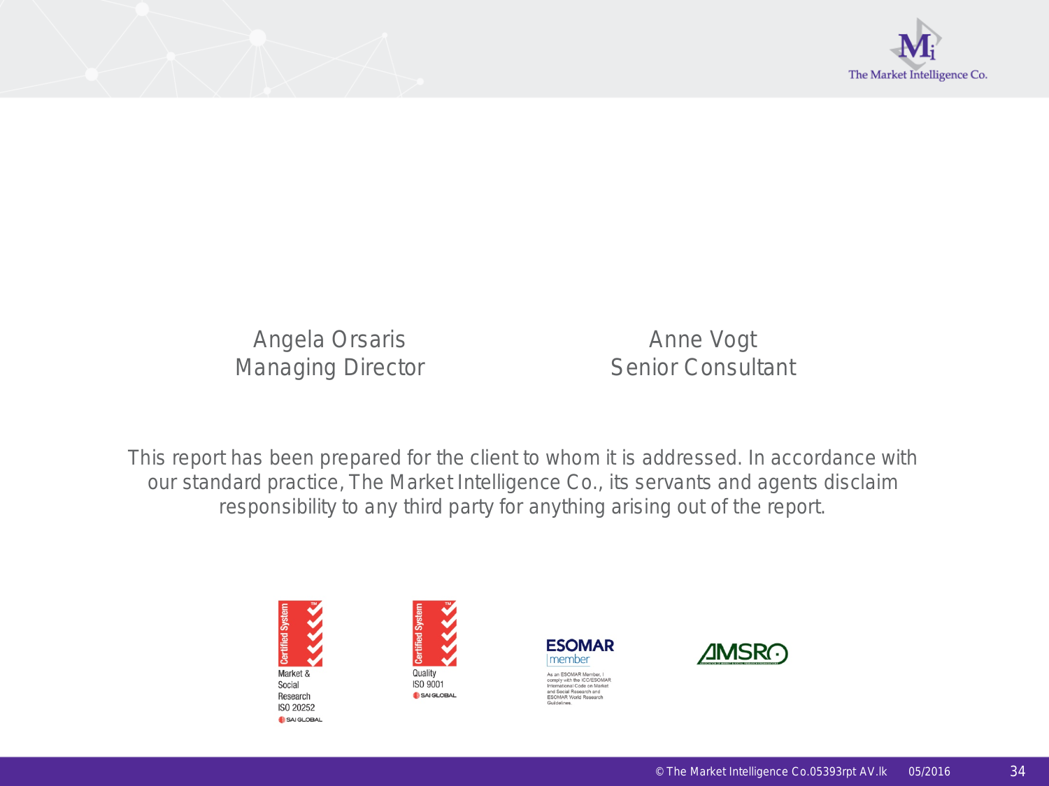Angela Orsaris
Managing Director

Anne Vogt
Senior Consultant

This report has been prepared for the client to whom it is addressed. In accordance with our standard practice, The Market Intelligence Co., its servants and agents disclaim responsibility to any third party for anything arising out of the report.

Certified System Market & Social Research ISO 20252 SAI GLOBAL

Certified System Quality ISO 9001 SAI GLOBAL

ESOMAR member

As an ESOMAR Member, I comply with the ICC/ESOMAR International Code on Market and Social Research and ESOMAR World Research Guidelines.

AMSRO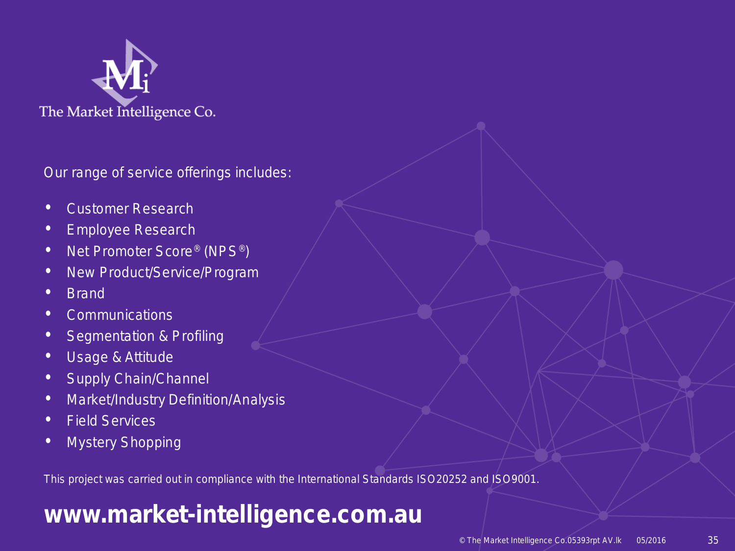The Market Intelligence Co.

Our range of service offerings includes:

- Customer Research
- Employee Research
- Net Promoter Score® (NPS®)
- New Product/Service/Program
- Brand
- Communications
- Segmentation & Profiling
- Usage & Attitude
- Supply Chain/Channel
- Market/Industry Definition/Analysis
- Field Services
- Mystery Shopping

This project was carried out in compliance with the International Standards ISO20252 and ISO9001.

**www.market-intelligence.com.au**

© The Market Intelligence Co.05393rpt AV.lk 05/2016